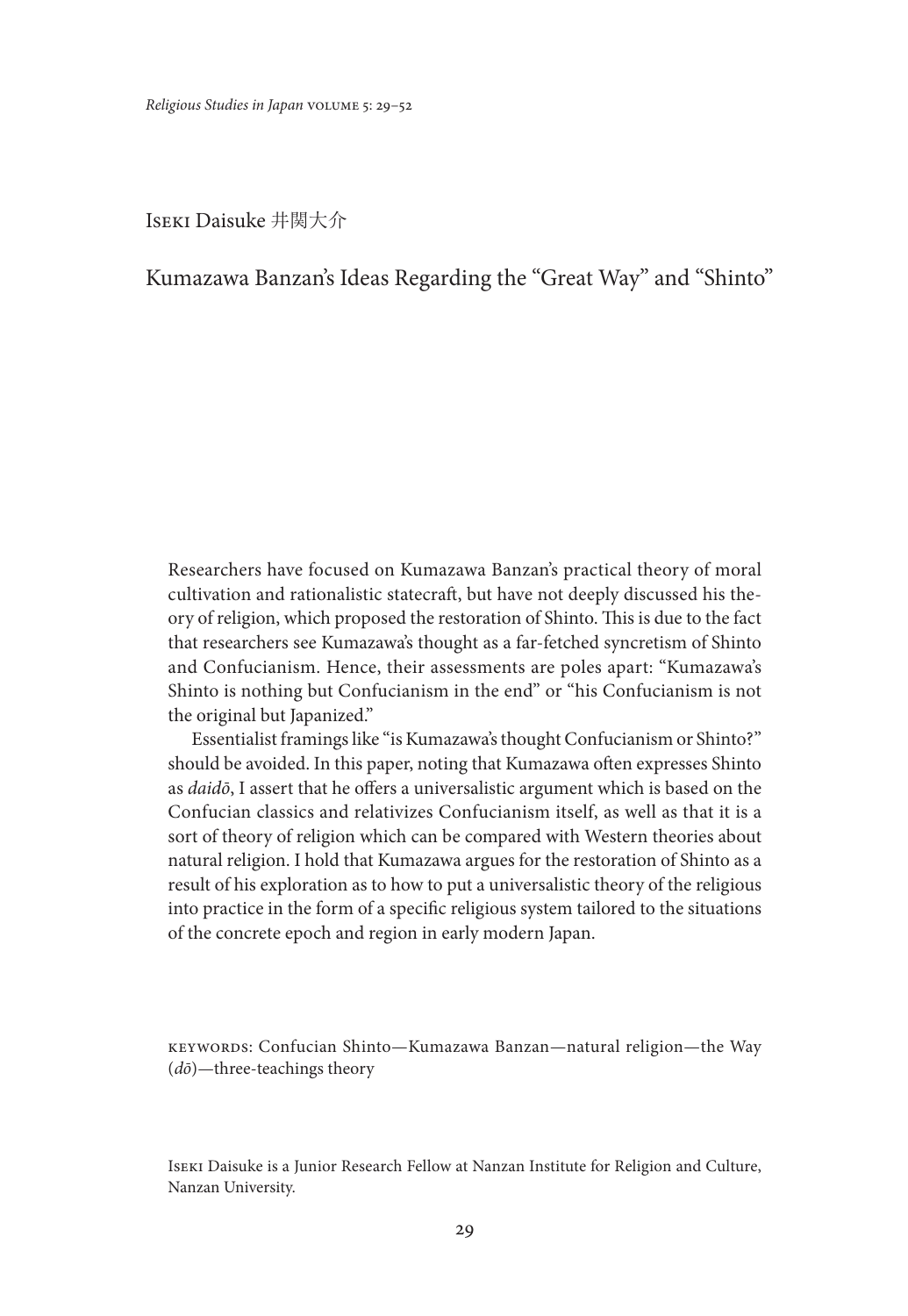Iseki Daisuke 井関大介

# Kumazawa Banzan's Ideas Regarding the "Great Way" and "Shinto"

Researchers have focused on Kumazawa Banzan's practical theory of moral cultivation and rationalistic statecraft, but have not deeply discussed his theory of religion, which proposed the restoration of Shinto. This is due to the fact that researchers see Kumazawa's thought as a far-fetched syncretism of Shinto and Confucianism. Hence, their assessments are poles apart: "Kumazawa's Shinto is nothing but Confucianism in the end" or "his Confucianism is not the original but Japanized."

Essentialist framings like "is Kumazawa's thought Confucianism or Shinto?" should be avoided. In this paper, noting that Kumazawa often expresses Shinto as *daidō*, I assert that he offers a universalistic argument which is based on the Confucian classics and relativizes Confucianism itself, as well as that it is a sort of theory of religion which can be compared with Western theories about natural religion. I hold that Kumazawa argues for the restoration of Shinto as a result of his exploration as to how to put a universalistic theory of the religious into practice in the form of a specific religious system tailored to the situations of the concrete epoch and region in early modern Japan.

KEYWORDS: Confucian Shinto—Kumazawa Banzan—natural religion—the Way (*dō*)—three-teachings theory

Iseki Daisuke is a Junior Research Fellow at Nanzan Institute for Religion and Culture, Nanzan University.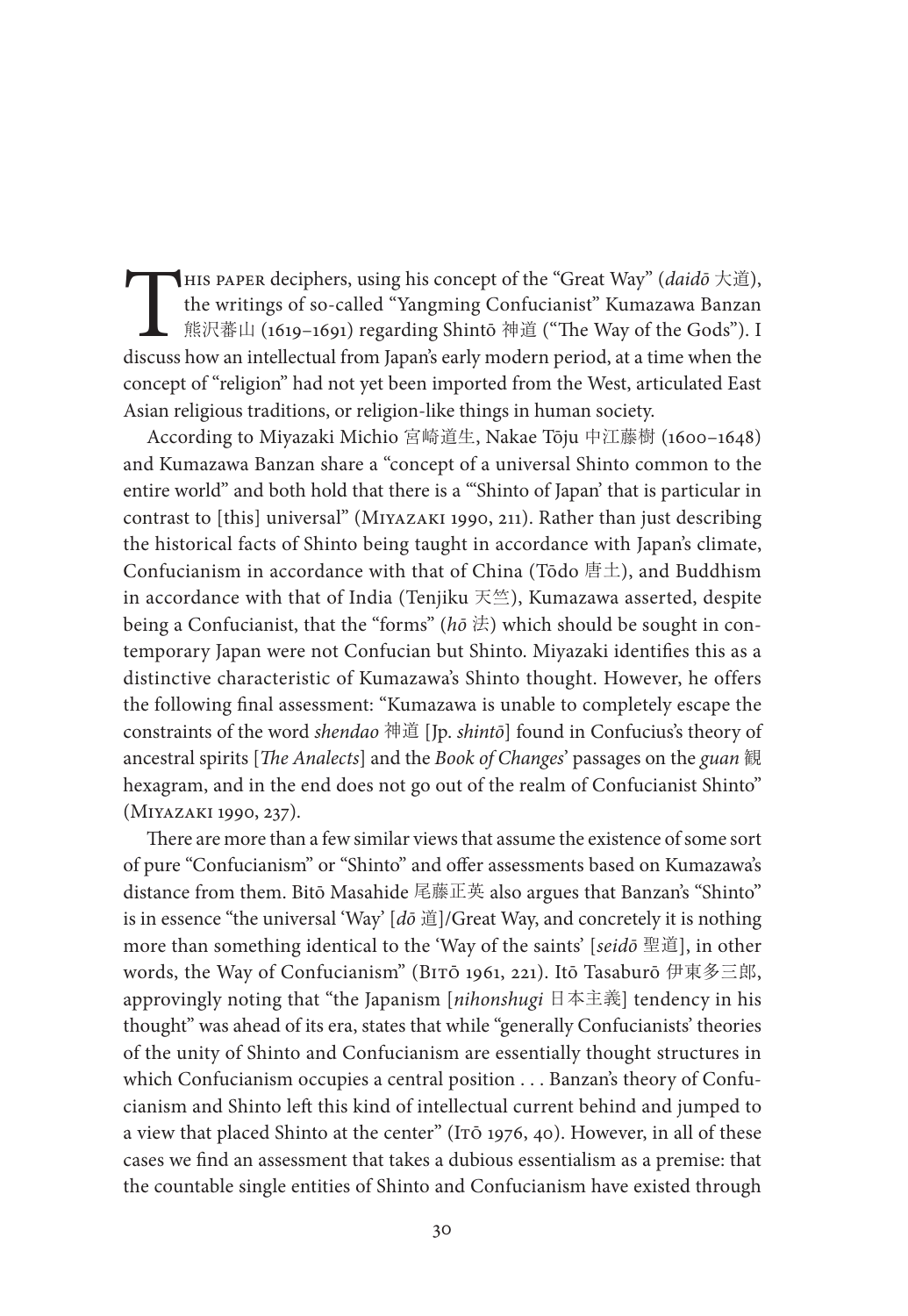This paper deciphers, using his concept of the "Great Way" (*daidō* 大道), the writings of so-called "Yangming Confucianist" Kumazawa Banzan 熊沢蕃山 (1619–1691) regarding Shintō 神道 ("The Way of the Gods"). I discuss how an intellectual from Japan's early modern period, at a time when the concept of "religion" had not yet been imported from the West, articulated East Asian religious traditions, or religion-like things in human society.

According to Miyazaki Michio 宮崎道生, Nakae Tōju 中江藤樹 (1600–1648) and Kumazawa Banzan share a "concept of a universal Shinto common to the entire world" and both hold that there is a "'Shinto of Japan' that is particular in contrast to [this] universal" (Miyazaki 1990, 211). Rather than just describing the historical facts of Shinto being taught in accordance with Japan's climate, Confucianism in accordance with that of China (Tōdo 唐土), and Buddhism in accordance with that of India (Tenjiku 天竺), Kumazawa asserted, despite being a Confucianist, that the "forms" (*hō* 法) which should be sought in contemporary Japan were not Confucian but Shinto. Miyazaki identifies this as a distinctive characteristic of Kumazawa's Shinto thought. However, he offers the following final assessment: "Kumazawa is unable to completely escape the constraints of the word *shendao* 神道 [Jp. *shintō*] found in Confucius's theory of ancestral spirits [*The Analects*] and the *Book of Changes*' passages on the *guan* 観 hexagram, and in the end does not go out of the realm of Confucianist Shinto" (Miyazaki 1990, 237).

There are more than a few similar views that assume the existence of some sort of pure "Confucianism" or "Shinto" and offer assessments based on Kumazawa's distance from them. Bitō Masahide 尾藤正英 also argues that Banzan's "Shinto" is in essence "the universal 'Way' [*dō* 道]/Great Way, and concretely it is nothing more than something identical to the 'Way of the saints' [*seidō* 聖道], in other words, the Way of Confucianism" (Bitō 1961, 221). Itō Tasaburō 伊東多三郎, approvingly noting that "the Japanism [*nihonshugi* 日本主義] tendency in his thought" was ahead of its era, states that while "generally Confucianists' theories of the unity of Shinto and Confucianism are essentially thought structures in which Confucianism occupies a central position . . . Banzan's theory of Confucianism and Shinto left this kind of intellectual current behind and jumped to a view that placed Shinto at the center" (Itō 1976, 40). However, in all of these cases we find an assessment that takes a dubious essentialism as a premise: that the countable single entities of Shinto and Confucianism have existed through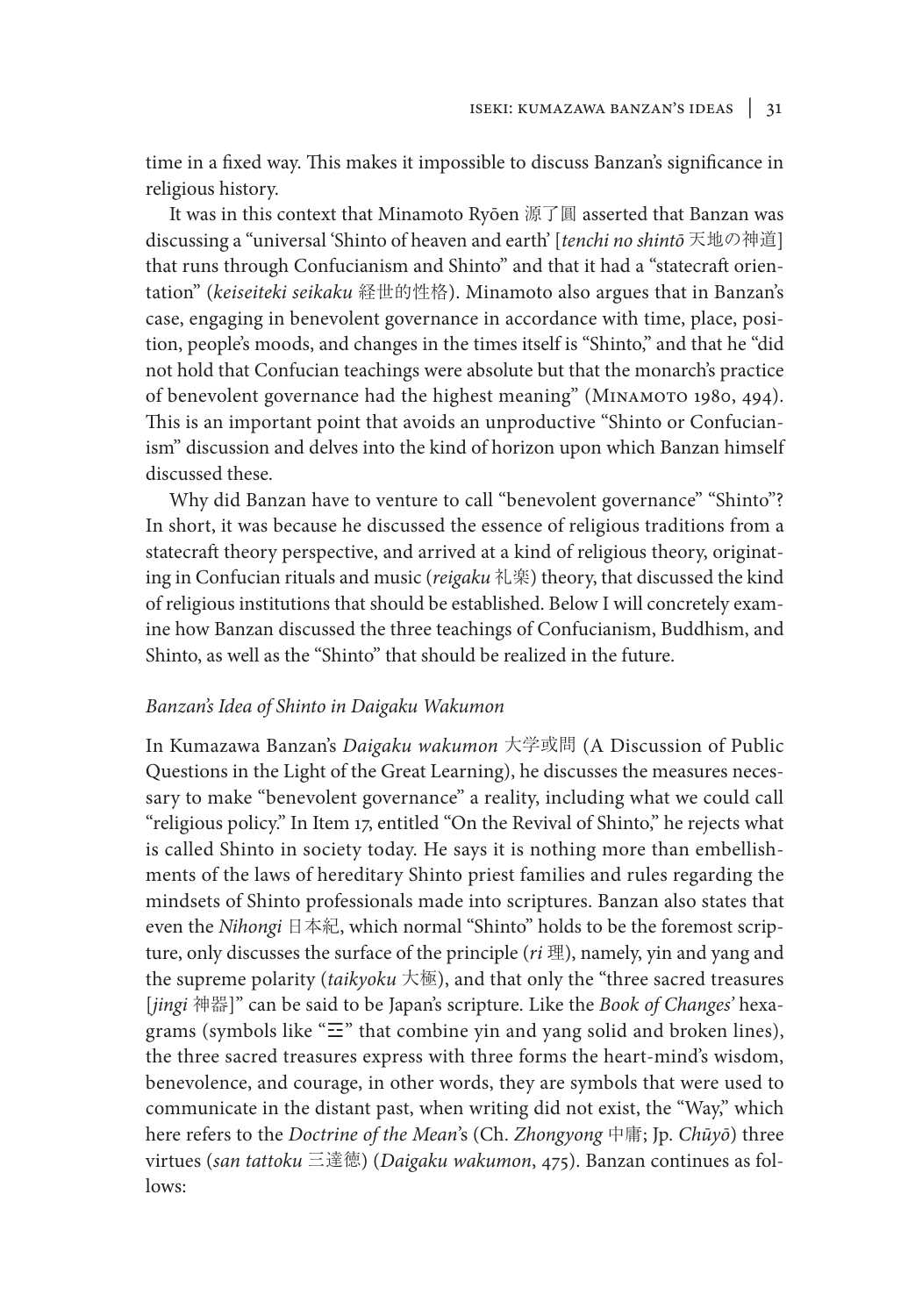time in a fixed way. This makes it impossible to discuss Banzan's significance in religious history.

It was in this context that Minamoto Ryōen 源了圓 asserted that Banzan was discussing a "universal 'Shinto of heaven and earth' [*tenchi no shintō* 天地の神道] that runs through Confucianism and Shinto" and that it had a "statecraft orientation" (*keiseiteki seikaku* 経世的性格). Minamoto also argues that in Banzan's case, engaging in benevolent governance in accordance with time, place, position, people's moods, and changes in the times itself is "Shinto," and that he "did not hold that Confucian teachings were absolute but that the monarch's practice of benevolent governance had the highest meaning" (Minamoto 1980, 494). This is an important point that avoids an unproductive "Shinto or Confucianism" discussion and delves into the kind of horizon upon which Banzan himself discussed these.

Why did Banzan have to venture to call "benevolent governance" "Shinto"? In short, it was because he discussed the essence of religious traditions from a statecraft theory perspective, and arrived at a kind of religious theory, originating in Confucian rituals and music (*reigaku* 礼楽) theory, that discussed the kind of religious institutions that should be established. Below I will concretely examine how Banzan discussed the three teachings of Confucianism, Buddhism, and Shinto, as well as the "Shinto" that should be realized in the future.

### *Banzan's Idea of Shinto in Daigaku Wakumon*

In Kumazawa Banzan's *Daigaku wakumon* 大学或問 (A Discussion of Public Questions in the Light of the Great Learning), he discusses the measures necessary to make "benevolent governance" a reality, including what we could call "religious policy." In Item 17, entitled "On the Revival of Shinto," he rejects what is called Shinto in society today. He says it is nothing more than embellishments of the laws of hereditary Shinto priest families and rules regarding the mindsets of Shinto professionals made into scriptures. Banzan also states that even the *Nihongi* 日本紀, which normal "Shinto" holds to be the foremost scripture, only discusses the surface of the principle (*ri* 理), namely, yin and yang and the supreme polarity (*taikyoku* 大極), and that only the "three sacred treasures [*jingi* 神器]" can be said to be Japan's scripture. Like the *Book of Changes'* hexagrams (symbols like "☰" that combine yin and yang solid and broken lines), the three sacred treasures express with three forms the heart-mind's wisdom, benevolence, and courage, in other words, they are symbols that were used to communicate in the distant past, when writing did not exist, the "Way," which here refers to the *Doctrine of the Mean*'s (Ch. *Zhongyong* 中庸; Jp. *Chūyō*) three virtues (*san tattoku* 三達徳) (*Daigaku wakumon*, 475). Banzan continues as follows: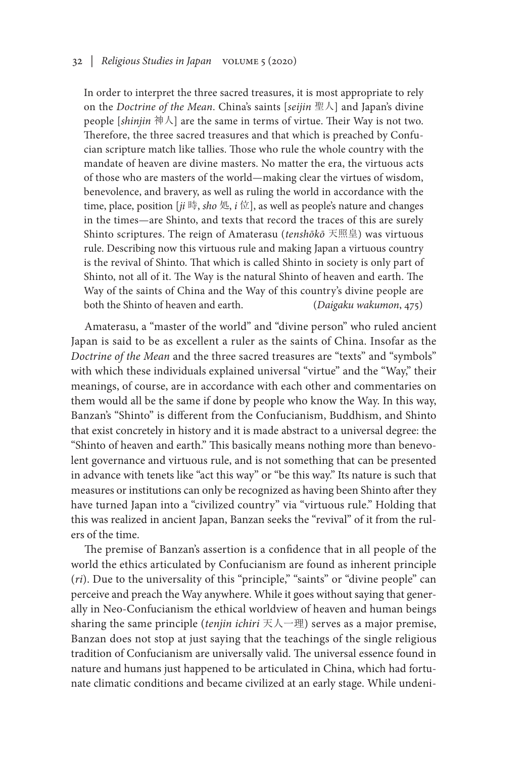> In order to interpret the three sacred treasures, it is most appropriate to rely on the *Doctrine of the Mean*. China's saints [*seijin* 聖人] and Japan's divine people [*shinjin* 神人] are the same in terms of virtue. Their Way is not two. Therefore, the three sacred treasures and that which is preached by Confucian scripture match like tallies. Those who rule the whole country with the mandate of heaven are divine masters. No matter the era, the virtuous acts of those who are masters of the world—making clear the virtues of wisdom, benevolence, and bravery, as well as ruling the world in accordance with the time, place, position [*ji* 時, *sho* 処, *i* 位], as well as people's nature and changes in the times—are Shinto, and texts that record the traces of this are surely Shinto scriptures. The reign of Amaterasu (*tenshōkō* 天照皇) was virtuous rule. Describing now this virtuous rule and making Japan a virtuous country is the revival of Shinto. That which is called Shinto in society is only part of Shinto, not all of it. The Way is the natural Shinto of heaven and earth. The Way of the saints of China and the Way of this country's divine people are both the Shinto of heaven and earth. (*Daigaku wakumon*, 475)

Amaterasu, a "master of the world" and "divine person" who ruled ancient Japan is said to be as excellent a ruler as the saints of China. Insofar as the *Doctrine of the Mean* and the three sacred treasures are "texts" and "symbols" with which these individuals explained universal "virtue" and the "Way," their meanings, of course, are in accordance with each other and commentaries on them would all be the same if done by people who know the Way. In this way, Banzan's "Shinto" is different from the Confucianism, Buddhism, and Shinto that exist concretely in history and it is made abstract to a universal degree: the "Shinto of heaven and earth." This basically means nothing more than benevolent governance and virtuous rule, and is not something that can be presented in advance with tenets like "act this way" or "be this way." Its nature is such that measures or institutions can only be recognized as having been Shinto after they have turned Japan into a "civilized country" via "virtuous rule." Holding that this was realized in ancient Japan, Banzan seeks the "revival" of it from the rulers of the time.

The premise of Banzan's assertion is a confidence that in all people of the world the ethics articulated by Confucianism are found as inherent principle (*ri*). Due to the universality of this "principle," "saints" or "divine people" can perceive and preach the Way anywhere. While it goes without saying that generally in Neo-Confucianism the ethical worldview of heaven and human beings sharing the same principle (*tenjin ichiri* 天人一理) serves as a major premise, Banzan does not stop at just saying that the teachings of the single religious tradition of Confucianism are universally valid. The universal essence found in nature and humans just happened to be articulated in China, which had fortunate climatic conditions and became civilized at an early stage. While undeni-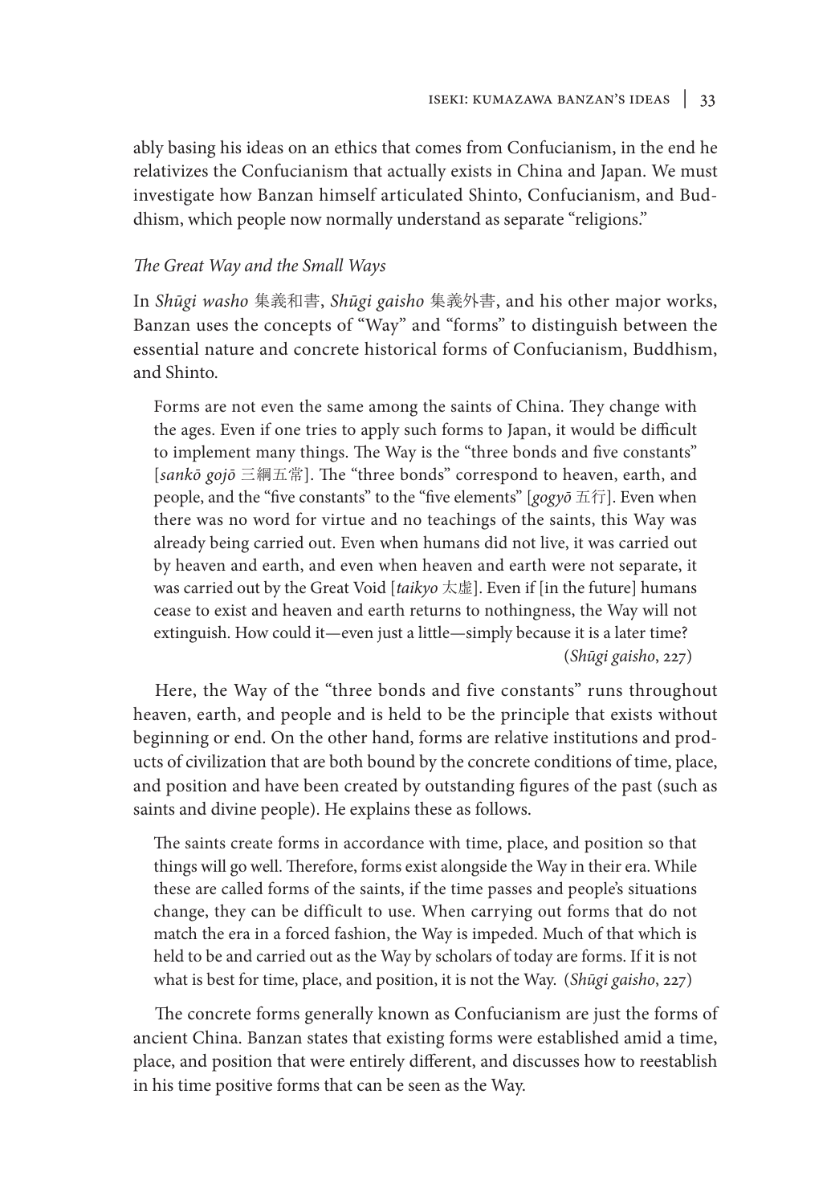ably basing his ideas on an ethics that comes from Confucianism, in the end he relativizes the Confucianism that actually exists in China and Japan. We must investigate how Banzan himself articulated Shinto, Confucianism, and Buddhism, which people now normally understand as separate "religions."

*The Great Way and the Small Ways*

In *Shūgi washo* 集義和書, *Shūgi gaisho* 集義外書, and his other major works, Banzan uses the concepts of "Way" and "forms" to distinguish between the essential nature and concrete historical forms of Confucianism, Buddhism, and Shinto.

> Forms are not even the same among the saints of China. They change with the ages. Even if one tries to apply such forms to Japan, it would be difficult to implement many things. The Way is the "three bonds and five constants" [*sankō gojō* 三綱五常]. The "three bonds" correspond to heaven, earth, and people, and the "five constants" to the "five elements" [*gogyō* 五行]. Even when there was no word for virtue and no teachings of the saints, this Way was already being carried out. Even when humans did not live, it was carried out by heaven and earth, and even when heaven and earth were not separate, it was carried out by the Great Void [*taikyo* 太虚]. Even if [in the future] humans cease to exist and heaven and earth returns to nothingness, the Way will not extinguish. How could it—even just a little—simply because it is a later time? (*Shūgi gaisho*, 227)

Here, the Way of the "three bonds and five constants" runs throughout heaven, earth, and people and is held to be the principle that exists without beginning or end. On the other hand, forms are relative institutions and products of civilization that are both bound by the concrete conditions of time, place, and position and have been created by outstanding figures of the past (such as saints and divine people). He explains these as follows.

> The saints create forms in accordance with time, place, and position so that things will go well. Therefore, forms exist alongside the Way in their era. While these are called forms of the saints, if the time passes and people's situations change, they can be difficult to use. When carrying out forms that do not match the era in a forced fashion, the Way is impeded. Much of that which is held to be and carried out as the Way by scholars of today are forms. If it is not what is best for time, place, and position, it is not the Way. (*Shūgi gaisho*, 227)

The concrete forms generally known as Confucianism are just the forms of ancient China. Banzan states that existing forms were established amid a time, place, and position that were entirely different, and discusses how to reestablish in his time positive forms that can be seen as the Way.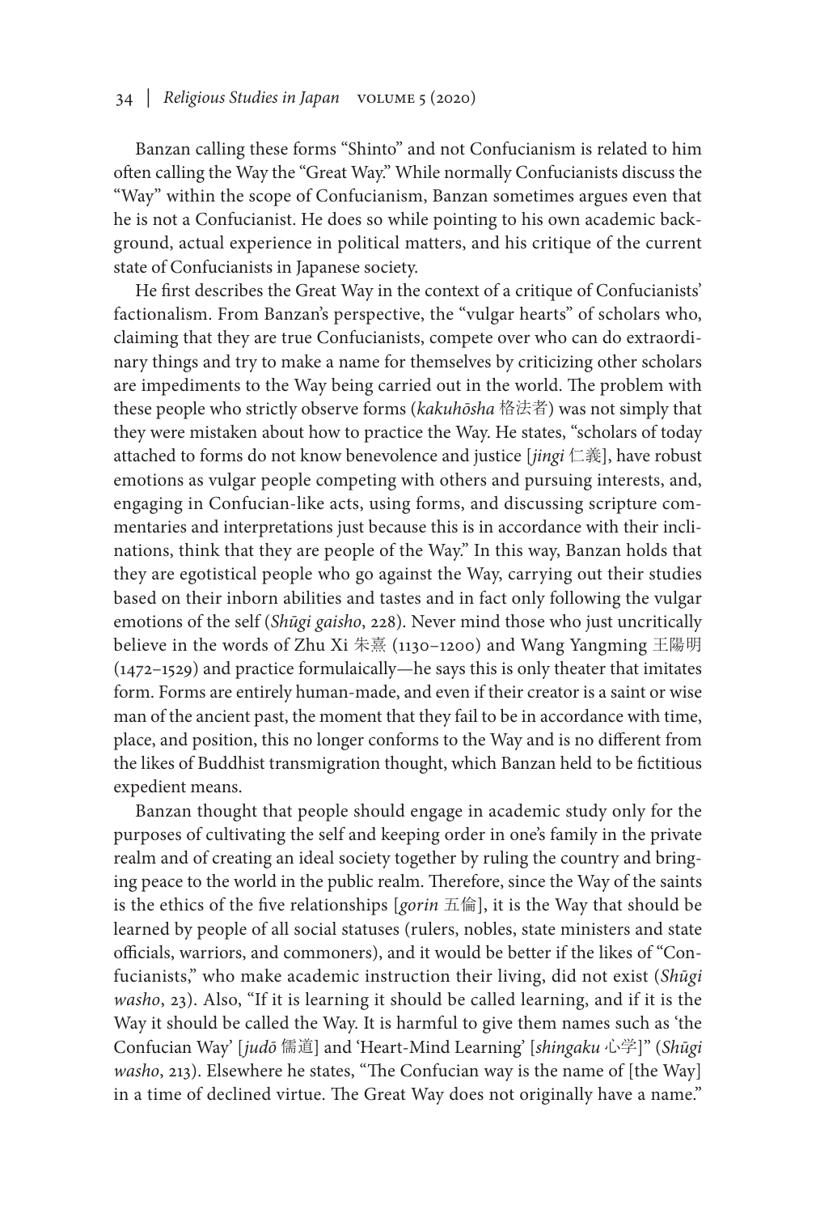Banzan calling these forms "Shinto" and not Confucianism is related to him often calling the Way the "Great Way." While normally Confucianists discuss the "Way" within the scope of Confucianism, Banzan sometimes argues even that he is not a Confucianist. He does so while pointing to his own academic background, actual experience in political matters, and his critique of the current state of Confucianists in Japanese society.

He first describes the Great Way in the context of a critique of Confucianists' factionalism. From Banzan's perspective, the "vulgar hearts" of scholars who, claiming that they are true Confucianists, compete over who can do extraordinary things and try to make a name for themselves by criticizing other scholars are impediments to the Way being carried out in the world. The problem with these people who strictly observe forms (*kakuhōsha* 格法者) was not simply that they were mistaken about how to practice the Way. He states, "scholars of today attached to forms do not know benevolence and justice [*jingi* 仁義], have robust emotions as vulgar people competing with others and pursuing interests, and, engaging in Confucian-like acts, using forms, and discussing scripture commentaries and interpretations just because this is in accordance with their inclinations, think that they are people of the Way." In this way, Banzan holds that they are egotistical people who go against the Way, carrying out their studies based on their inborn abilities and tastes and in fact only following the vulgar emotions of the self (*Shūgi gaisho*, 228). Never mind those who just uncritically believe in the words of Zhu Xi 朱熹 (1130–1200) and Wang Yangming 王陽明 (1472–1529) and practice formulaically—he says this is only theater that imitates form. Forms are entirely human-made, and even if their creator is a saint or wise man of the ancient past, the moment that they fail to be in accordance with time, place, and position, this no longer conforms to the Way and is no different from the likes of Buddhist transmigration thought, which Banzan held to be fictitious expedient means.

Banzan thought that people should engage in academic study only for the purposes of cultivating the self and keeping order in one's family in the private realm and of creating an ideal society together by ruling the country and bringing peace to the world in the public realm. Therefore, since the Way of the saints is the ethics of the five relationships [*gorin* 五倫], it is the Way that should be learned by people of all social statuses (rulers, nobles, state ministers and state officials, warriors, and commoners), and it would be better if the likes of "Confucianists," who make academic instruction their living, did not exist (*Shūgi washo*, 23). Also, "If it is learning it should be called learning, and if it is the Way it should be called the Way. It is harmful to give them names such as 'the Confucian Way' [*judō* 儒道] and 'Heart-Mind Learning' [*shingaku* 心学]" (*Shūgi washo*, 213). Elsewhere he states, "The Confucian way is the name of [the Way] in a time of declined virtue. The Great Way does not originally have a name."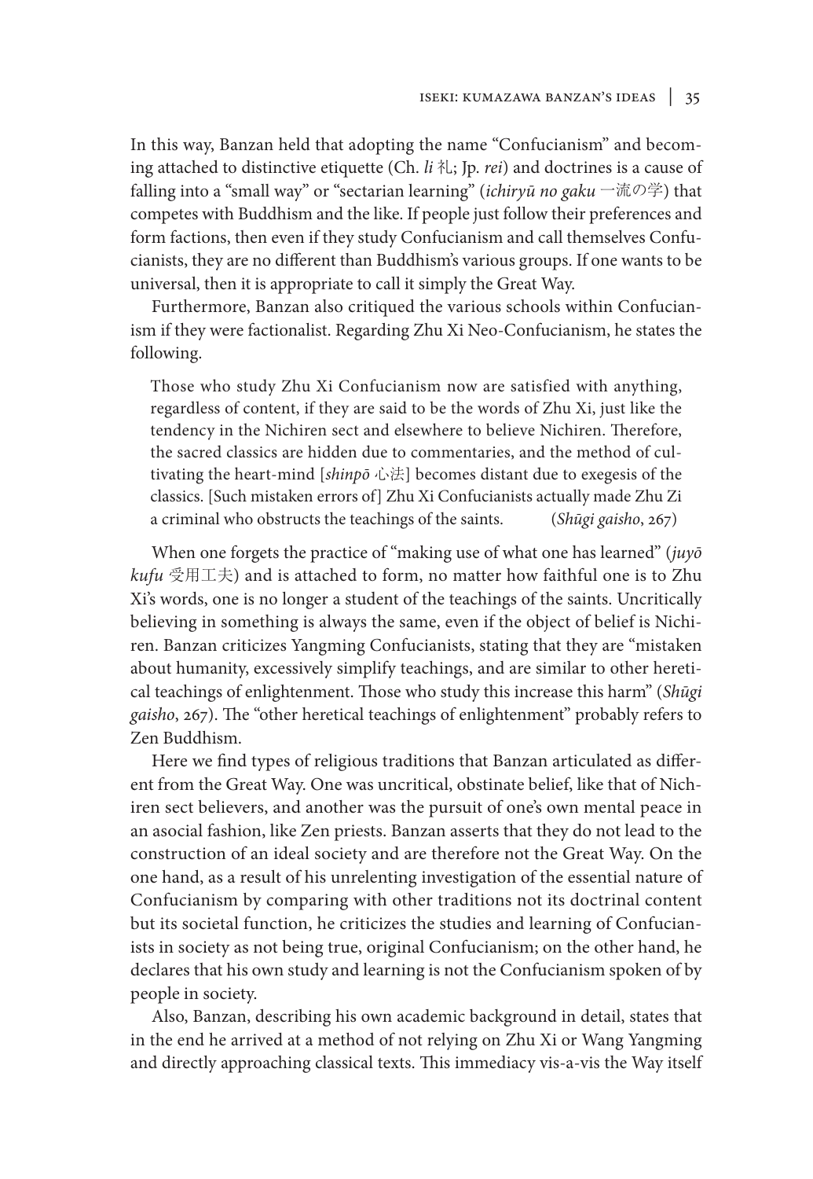In this way, Banzan held that adopting the name "Confucianism" and becoming attached to distinctive etiquette (Ch. *li* 礼; Jp. *rei*) and doctrines is a cause of falling into a "small way" or "sectarian learning" (*ichiryū no gaku* 一流の学) that competes with Buddhism and the like. If people just follow their preferences and form factions, then even if they study Confucianism and call themselves Confucianists, they are no different than Buddhism's various groups. If one wants to be universal, then it is appropriate to call it simply the Great Way.

Furthermore, Banzan also critiqued the various schools within Confucianism if they were factionalist. Regarding Zhu Xi Neo-Confucianism, he states the following.

> Those who study Zhu Xi Confucianism now are satisfied with anything, regardless of content, if they are said to be the words of Zhu Xi, just like the tendency in the Nichiren sect and elsewhere to believe Nichiren. Therefore, the sacred classics are hidden due to commentaries, and the method of cultivating the heart-mind [*shinpō* 心法] becomes distant due to exegesis of the classics. [Such mistaken errors of] Zhu Xi Confucianists actually made Zhu Zi a criminal who obstructs the teachings of the saints. (*Shūgi gaisho*, 267)

When one forgets the practice of "making use of what one has learned" (*juyō kufu* 受用工夫) and is attached to form, no matter how faithful one is to Zhu Xi's words, one is no longer a student of the teachings of the saints. Uncritically believing in something is always the same, even if the object of belief is Nichiren. Banzan criticizes Yangming Confucianists, stating that they are "mistaken about humanity, excessively simplify teachings, and are similar to other heretical teachings of enlightenment. Those who study this increase this harm" (*Shūgi gaisho*, 267). The "other heretical teachings of enlightenment" probably refers to Zen Buddhism.

Here we find types of religious traditions that Banzan articulated as different from the Great Way. One was uncritical, obstinate belief, like that of Nichiren sect believers, and another was the pursuit of one's own mental peace in an asocial fashion, like Zen priests. Banzan asserts that they do not lead to the construction of an ideal society and are therefore not the Great Way. On the one hand, as a result of his unrelenting investigation of the essential nature of Confucianism by comparing with other traditions not its doctrinal content but its societal function, he criticizes the studies and learning of Confucianists in society as not being true, original Confucianism; on the other hand, he declares that his own study and learning is not the Confucianism spoken of by people in society.

Also, Banzan, describing his own academic background in detail, states that in the end he arrived at a method of not relying on Zhu Xi or Wang Yangming and directly approaching classical texts. This immediacy vis-a-vis the Way itself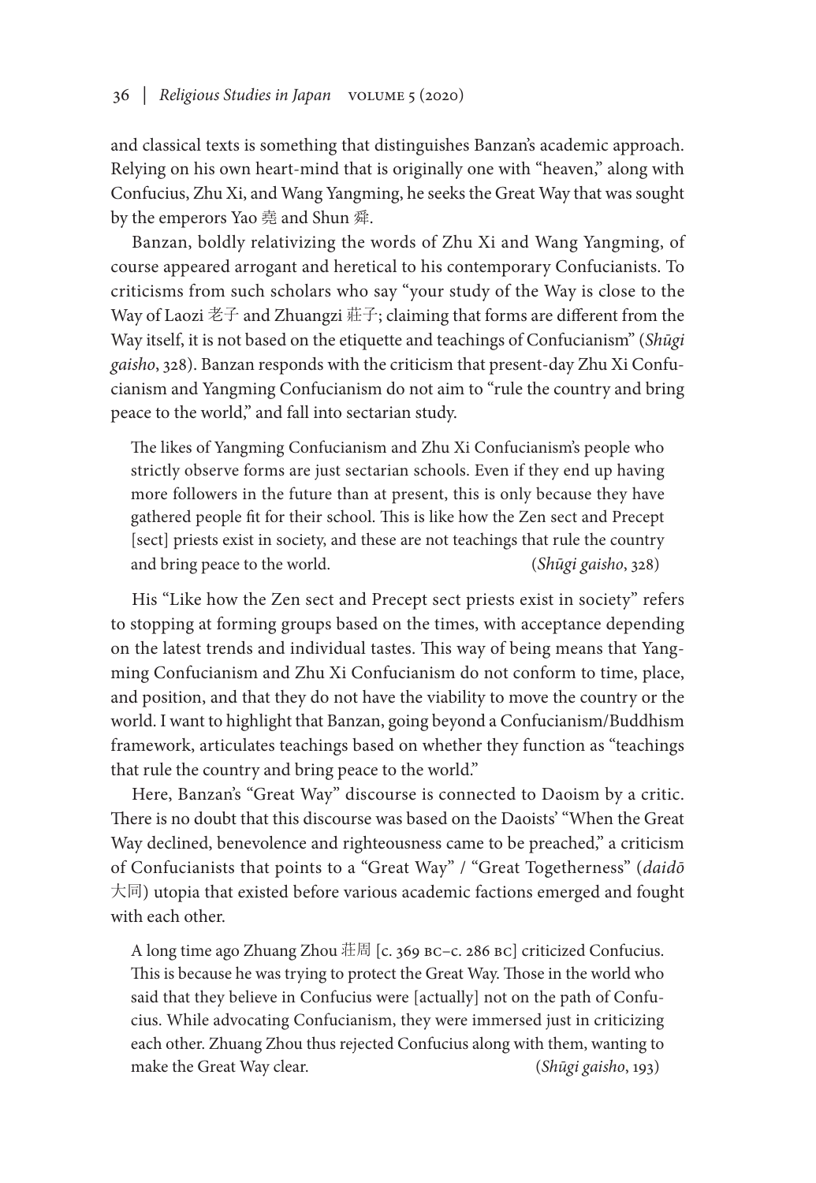and classical texts is something that distinguishes Banzan's academic approach. Relying on his own heart-mind that is originally one with "heaven," along with Confucius, Zhu Xi, and Wang Yangming, he seeks the Great Way that was sought by the emperors Yao 堯 and Shun 舜.

Banzan, boldly relativizing the words of Zhu Xi and Wang Yangming, of course appeared arrogant and heretical to his contemporary Confucianists. To criticisms from such scholars who say "your study of the Way is close to the Way of Laozi 老子 and Zhuangzi 莊子; claiming that forms are different from the Way itself, it is not based on the etiquette and teachings of Confucianism" (*Shūgi gaisho*, 328). Banzan responds with the criticism that present-day Zhu Xi Confucianism and Yangming Confucianism do not aim to "rule the country and bring peace to the world," and fall into sectarian study.

> The likes of Yangming Confucianism and Zhu Xi Confucianism's people who strictly observe forms are just sectarian schools. Even if they end up having more followers in the future than at present, this is only because they have gathered people fit for their school. This is like how the Zen sect and Precept [sect] priests exist in society, and these are not teachings that rule the country and bring peace to the world. (*Shūgi gaisho*, 328)

His "Like how the Zen sect and Precept sect priests exist in society" refers to stopping at forming groups based on the times, with acceptance depending on the latest trends and individual tastes. This way of being means that Yangming Confucianism and Zhu Xi Confucianism do not conform to time, place, and position, and that they do not have the viability to move the country or the world. I want to highlight that Banzan, going beyond a Confucianism/Buddhism framework, articulates teachings based on whether they function as "teachings that rule the country and bring peace to the world."

Here, Banzan's "Great Way" discourse is connected to Daoism by a critic. There is no doubt that this discourse was based on the Daoists' "When the Great Way declined, benevolence and righteousness came to be preached," a criticism of Confucianists that points to a "Great Way" / "Great Togetherness" (*daidō* 大同) utopia that existed before various academic factions emerged and fought with each other.

> A long time ago Zhuang Zhou 莊周 [c. 369 BC–c. 286 BC] criticized Confucius. This is because he was trying to protect the Great Way. Those in the world who said that they believe in Confucius were [actually] not on the path of Confucius. While advocating Confucianism, they were immersed just in criticizing each other. Zhuang Zhou thus rejected Confucius along with them, wanting to make the Great Way clear. (*Shūgi gaisho*, 193)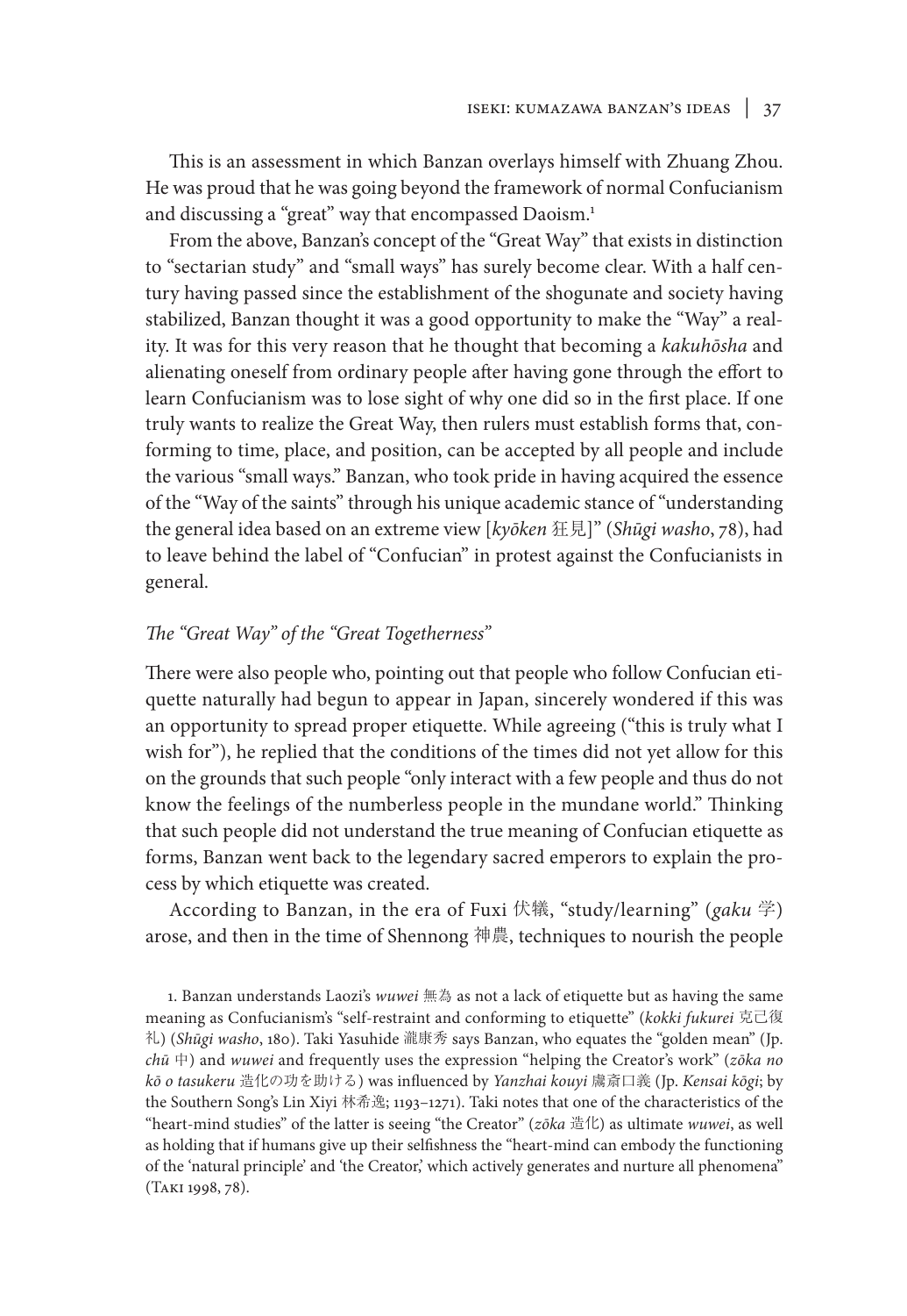This is an assessment in which Banzan overlays himself with Zhuang Zhou. He was proud that he was going beyond the framework of normal Confucianism and discussing a "great" way that encompassed Daoism.[1]

From the above, Banzan's concept of the "Great Way" that exists in distinction to "sectarian study" and "small ways" has surely become clear. With a half century having passed since the establishment of the shogunate and society having stabilized, Banzan thought it was a good opportunity to make the "Way" a reality. It was for this very reason that he thought that becoming a *kakuhōsha* and alienating oneself from ordinary people after having gone through the effort to learn Confucianism was to lose sight of why one did so in the first place. If one truly wants to realize the Great Way, then rulers must establish forms that, conforming to time, place, and position, can be accepted by all people and include the various "small ways." Banzan, who took pride in having acquired the essence of the "Way of the saints" through his unique academic stance of "understanding the general idea based on an extreme view [*kyōken* 狂見]" (*Shūgi washo*, 78), had to leave behind the label of "Confucian" in protest against the Confucianists in general.

### *The "Great Way" of the "Great Togetherness"*

There were also people who, pointing out that people who follow Confucian etiquette naturally had begun to appear in Japan, sincerely wondered if this was an opportunity to spread proper etiquette. While agreeing ("this is truly what I wish for"), he replied that the conditions of the times did not yet allow for this on the grounds that such people "only interact with a few people and thus do not know the feelings of the numberless people in the mundane world." Thinking that such people did not understand the true meaning of Confucian etiquette as forms, Banzan went back to the legendary sacred emperors to explain the process by which etiquette was created.

According to Banzan, in the era of Fuxi 伏犠, "study/learning" (*gaku* 学) arose, and then in the time of Shennong 神農, techniques to nourish the people

1. Banzan understands Laozi's *wuwei* 無為 as not a lack of etiquette but as having the same meaning as Confucianism's "self-restraint and conforming to etiquette" (*kokki fukurei* 克己復礼) (*Shūgi washo*, 180). Taki Yasuhide 瀧康秀 says Banzan, who equates the "golden mean" (Jp. *chū* 中) and *wuwei* and frequently uses the expression "helping the Creator's work" (*zōka no kō o tasukeru* 造化の功を助ける) was influenced by *Yanzhai kouyi* 鬳斎口義 (Jp. *Kensai kōgi*; by the Southern Song's Lin Xiyi 林希逸; 1193–1271). Taki notes that one of the characteristics of the "heart-mind studies" of the latter is seeing "the Creator" (*zōka* 造化) as ultimate *wuwei*, as well as holding that if humans give up their selfishness the "heart-mind can embody the functioning of the 'natural principle' and 'the Creator,' which actively generates and nurture all phenomena" (Taki 1998, 78).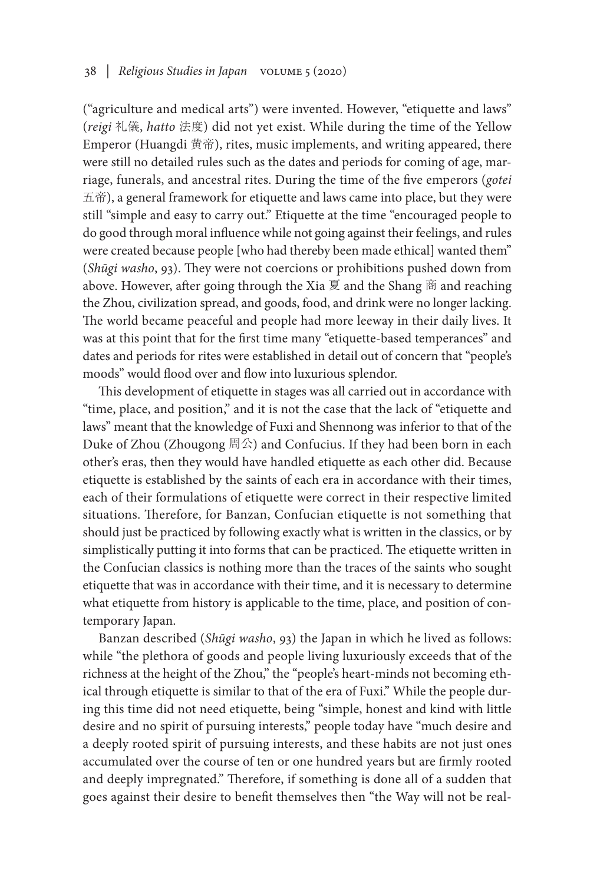("agriculture and medical arts") were invented. However, "etiquette and laws" (*reigi* 礼儀, *hatto* 法度) did not yet exist. While during the time of the Yellow Emperor (Huangdi 黄帝), rites, music implements, and writing appeared, there were still no detailed rules such as the dates and periods for coming of age, marriage, funerals, and ancestral rites. During the time of the five emperors (*gotei* 五帝), a general framework for etiquette and laws came into place, but they were still "simple and easy to carry out." Etiquette at the time "encouraged people to do good through moral influence while not going against their feelings, and rules were created because people [who had thereby been made ethical] wanted them" (*Shūgi washo*, 93). They were not coercions or prohibitions pushed down from above. However, after going through the Xia 夏 and the Shang 商 and reaching the Zhou, civilization spread, and goods, food, and drink were no longer lacking. The world became peaceful and people had more leeway in their daily lives. It was at this point that for the first time many "etiquette-based temperances" and dates and periods for rites were established in detail out of concern that "people's moods" would flood over and flow into luxurious splendor.

This development of etiquette in stages was all carried out in accordance with "time, place, and position," and it is not the case that the lack of "etiquette and laws" meant that the knowledge of Fuxi and Shennong was inferior to that of the Duke of Zhou (Zhougong 周公) and Confucius. If they had been born in each other's eras, then they would have handled etiquette as each other did. Because etiquette is established by the saints of each era in accordance with their times, each of their formulations of etiquette were correct in their respective limited situations. Therefore, for Banzan, Confucian etiquette is not something that should just be practiced by following exactly what is written in the classics, or by simplistically putting it into forms that can be practiced. The etiquette written in the Confucian classics is nothing more than the traces of the saints who sought etiquette that was in accordance with their time, and it is necessary to determine what etiquette from history is applicable to the time, place, and position of contemporary Japan.

Banzan described (*Shūgi washo*, 93) the Japan in which he lived as follows: while "the plethora of goods and people living luxuriously exceeds that of the richness at the height of the Zhou," the "people's heart-minds not becoming ethical through etiquette is similar to that of the era of Fuxi." While the people during this time did not need etiquette, being "simple, honest and kind with little desire and no spirit of pursuing interests," people today have "much desire and a deeply rooted spirit of pursuing interests, and these habits are not just ones accumulated over the course of ten or one hundred years but are firmly rooted and deeply impregnated." Therefore, if something is done all of a sudden that goes against their desire to benefit themselves then "the Way will not be real-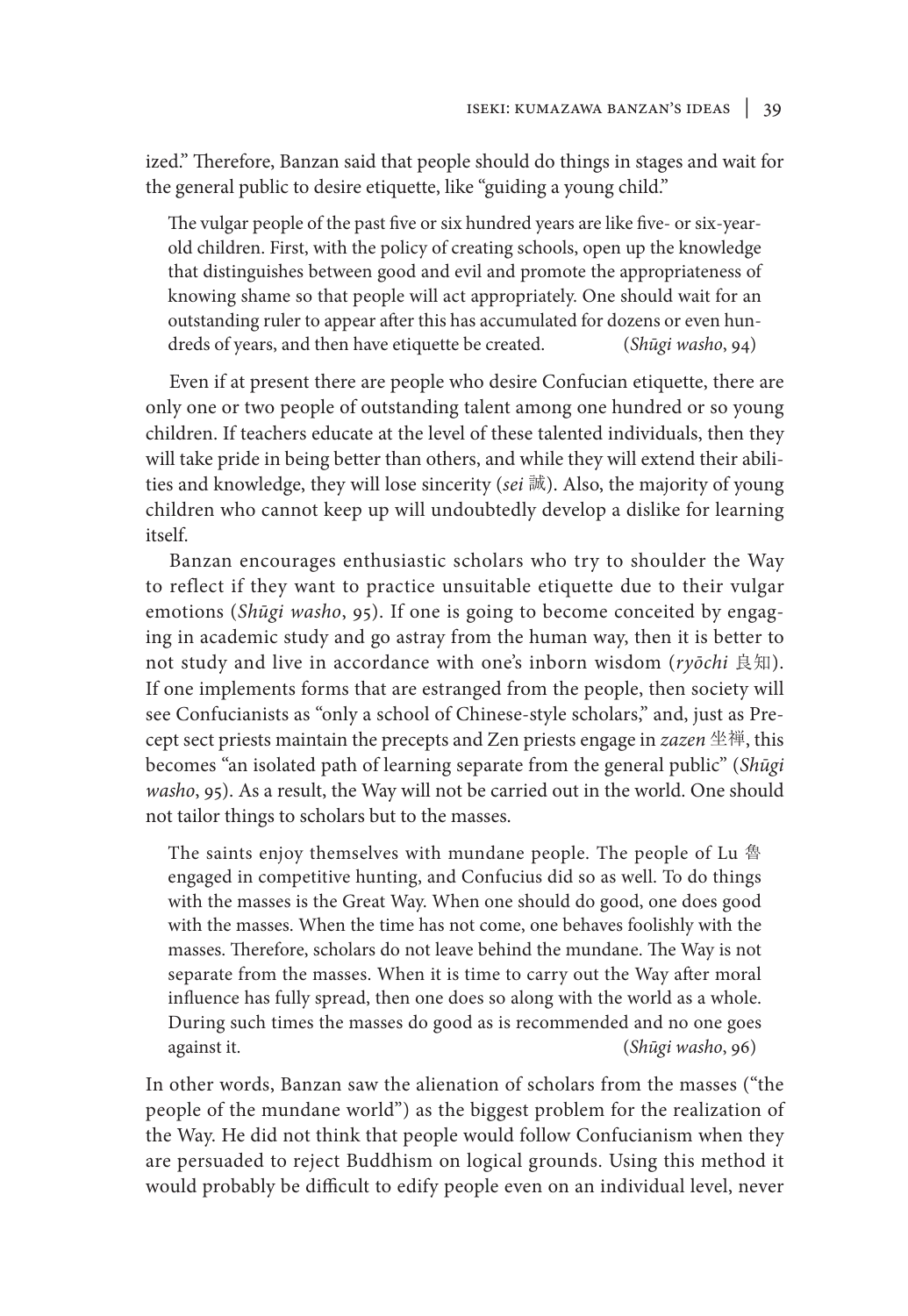ized." Therefore, Banzan said that people should do things in stages and wait for the general public to desire etiquette, like "guiding a young child."

> The vulgar people of the past five or six hundred years are like five- or six-year-old children. First, with the policy of creating schools, open up the knowledge that distinguishes between good and evil and promote the appropriateness of knowing shame so that people will act appropriately. One should wait for an outstanding ruler to appear after this has accumulated for dozens or even hundreds of years, and then have etiquette be created. (*Shūgi washo*, 94)

Even if at present there are people who desire Confucian etiquette, there are only one or two people of outstanding talent among one hundred or so young children. If teachers educate at the level of these talented individuals, then they will take pride in being better than others, and while they will extend their abilities and knowledge, they will lose sincerity (*sei* 誠). Also, the majority of young children who cannot keep up will undoubtedly develop a dislike for learning itself.

Banzan encourages enthusiastic scholars who try to shoulder the Way to reflect if they want to practice unsuitable etiquette due to their vulgar emotions (*Shūgi washo*, 95). If one is going to become conceited by engaging in academic study and go astray from the human way, then it is better to not study and live in accordance with one's inborn wisdom (*ryōchi* 良知). If one implements forms that are estranged from the people, then society will see Confucianists as "only a school of Chinese-style scholars," and, just as Precept sect priests maintain the precepts and Zen priests engage in *zazen* 坐禅, this becomes "an isolated path of learning separate from the general public" (*Shūgi washo*, 95). As a result, the Way will not be carried out in the world. One should not tailor things to scholars but to the masses.

> The saints enjoy themselves with mundane people. The people of Lu 魯 engaged in competitive hunting, and Confucius did so as well. To do things with the masses is the Great Way. When one should do good, one does good with the masses. When the time has not come, one behaves foolishly with the masses. Therefore, scholars do not leave behind the mundane. The Way is not separate from the masses. When it is time to carry out the Way after moral influence has fully spread, then one does so along with the world as a whole. During such times the masses do good as is recommended and no one goes against it. (*Shūgi washo*, 96)

In other words, Banzan saw the alienation of scholars from the masses ("the people of the mundane world") as the biggest problem for the realization of the Way. He did not think that people would follow Confucianism when they are persuaded to reject Buddhism on logical grounds. Using this method it would probably be difficult to edify people even on an individual level, never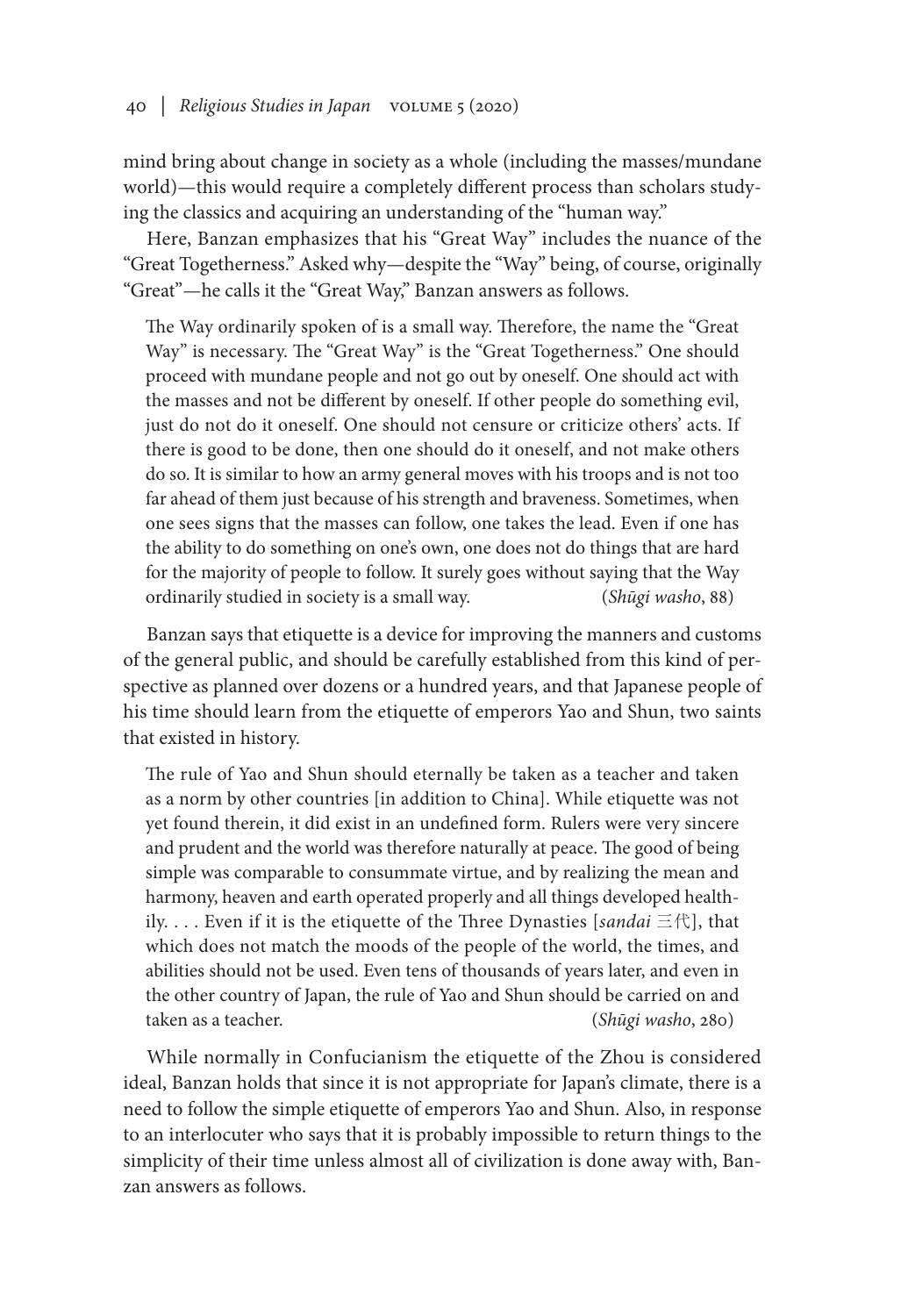mind bring about change in society as a whole (including the masses/mundane world)—this would require a completely different process than scholars studying the classics and acquiring an understanding of the "human way."

Here, Banzan emphasizes that his "Great Way" includes the nuance of the "Great Togetherness." Asked why—despite the "Way" being, of course, originally "Great"—he calls it the "Great Way," Banzan answers as follows.

> The Way ordinarily spoken of is a small way. Therefore, the name the "Great Way" is necessary. The "Great Way" is the "Great Togetherness." One should proceed with mundane people and not go out by oneself. One should act with the masses and not be different by oneself. If other people do something evil, just do not do it oneself. One should not censure or criticize others' acts. If there is good to be done, then one should do it oneself, and not make others do so. It is similar to how an army general moves with his troops and is not too far ahead of them just because of his strength and braveness. Sometimes, when one sees signs that the masses can follow, one takes the lead. Even if one has the ability to do something on one's own, one does not do things that are hard for the majority of people to follow. It surely goes without saying that the Way ordinarily studied in society is a small way. (*Shūgi washo*, 88)

Banzan says that etiquette is a device for improving the manners and customs of the general public, and should be carefully established from this kind of perspective as planned over dozens or a hundred years, and that Japanese people of his time should learn from the etiquette of emperors Yao and Shun, two saints that existed in history.

> The rule of Yao and Shun should eternally be taken as a teacher and taken as a norm by other countries [in addition to China]. While etiquette was not yet found therein, it did exist in an undefined form. Rulers were very sincere and prudent and the world was therefore naturally at peace. The good of being simple was comparable to consummate virtue, and by realizing the mean and harmony, heaven and earth operated properly and all things developed healthily. . . . Even if it is the etiquette of the Three Dynasties [*sandai* 三代], that which does not match the moods of the people of the world, the times, and abilities should not be used. Even tens of thousands of years later, and even in the other country of Japan, the rule of Yao and Shun should be carried on and taken as a teacher. (*Shūgi washo*, 280)

While normally in Confucianism the etiquette of the Zhou is considered ideal, Banzan holds that since it is not appropriate for Japan's climate, there is a need to follow the simple etiquette of emperors Yao and Shun. Also, in response to an interlocuter who says that it is probably impossible to return things to the simplicity of their time unless almost all of civilization is done away with, Banzan answers as follows.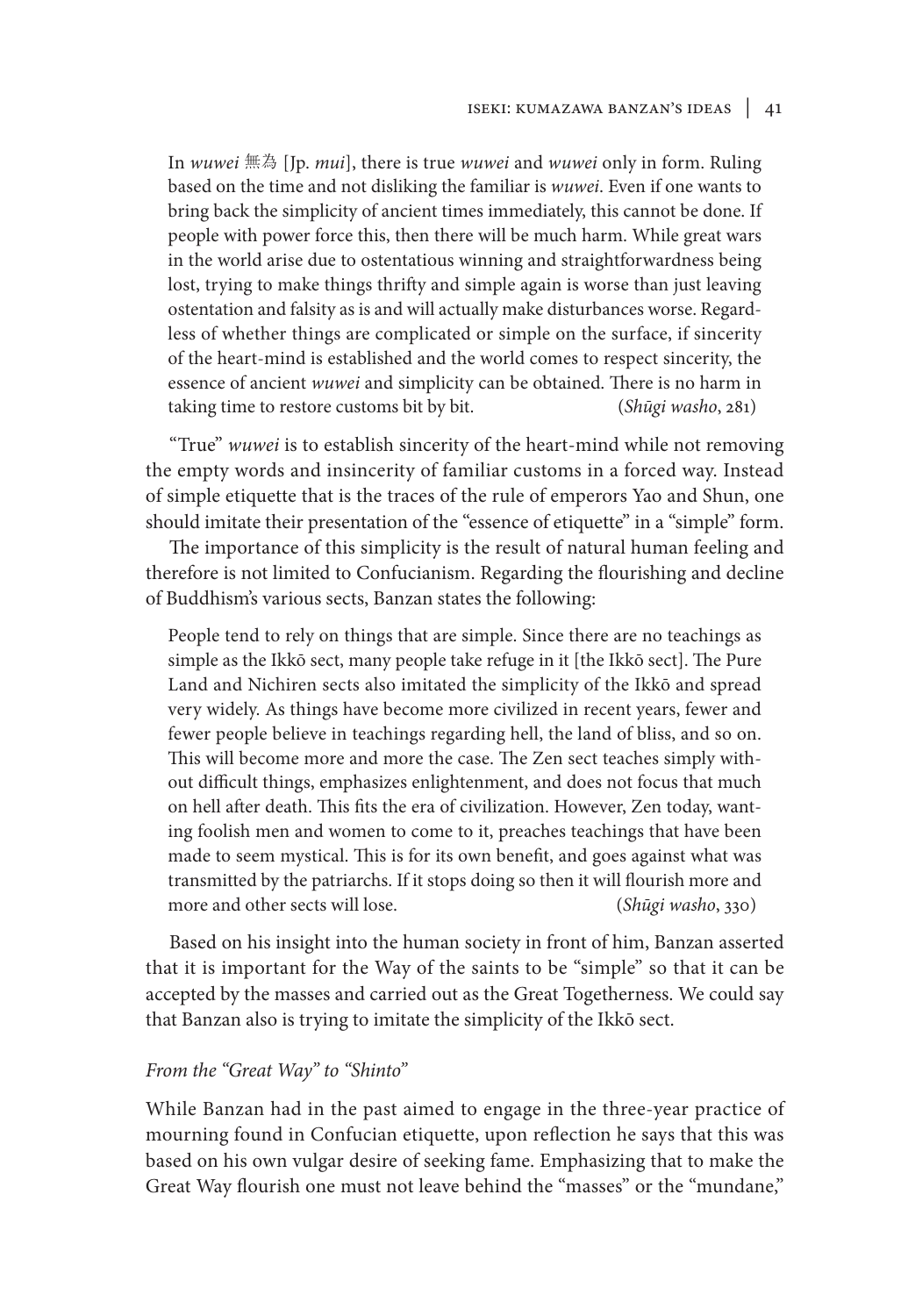> In *wuwei* 無為 [Jp. *mui*], there is true *wuwei* and *wuwei* only in form. Ruling based on the time and not disliking the familiar is *wuwei*. Even if one wants to bring back the simplicity of ancient times immediately, this cannot be done. If people with power force this, then there will be much harm. While great wars in the world arise due to ostentatious winning and straightforwardness being lost, trying to make things thrifty and simple again is worse than just leaving ostentation and falsity as is and will actually make disturbances worse. Regardless of whether things are complicated or simple on the surface, if sincerity of the heart-mind is established and the world comes to respect sincerity, the essence of ancient *wuwei* and simplicity can be obtained. There is no harm in taking time to restore customs bit by bit. (*Shūgi washo*, 281)

"True" *wuwei* is to establish sincerity of the heart-mind while not removing the empty words and insincerity of familiar customs in a forced way. Instead of simple etiquette that is the traces of the rule of emperors Yao and Shun, one should imitate their presentation of the "essence of etiquette" in a "simple" form.

The importance of this simplicity is the result of natural human feeling and therefore is not limited to Confucianism. Regarding the flourishing and decline of Buddhism's various sects, Banzan states the following:

> People tend to rely on things that are simple. Since there are no teachings as simple as the Ikkō sect, many people take refuge in it [the Ikkō sect]. The Pure Land and Nichiren sects also imitated the simplicity of the Ikkō and spread very widely. As things have become more civilized in recent years, fewer and fewer people believe in teachings regarding hell, the land of bliss, and so on. This will become more and more the case. The Zen sect teaches simply without difficult things, emphasizes enlightenment, and does not focus that much on hell after death. This fits the era of civilization. However, Zen today, wanting foolish men and women to come to it, preaches teachings that have been made to seem mystical. This is for its own benefit, and goes against what was transmitted by the patriarchs. If it stops doing so then it will flourish more and more and other sects will lose. (*Shūgi washo*, 330)

Based on his insight into the human society in front of him, Banzan asserted that it is important for the Way of the saints to be "simple" so that it can be accepted by the masses and carried out as the Great Togetherness. We could say that Banzan also is trying to imitate the simplicity of the Ikkō sect.

### *From the "Great Way" to "Shinto"*

While Banzan had in the past aimed to engage in the three-year practice of mourning found in Confucian etiquette, upon reflection he says that this was based on his own vulgar desire of seeking fame. Emphasizing that to make the Great Way flourish one must not leave behind the "masses" or the "mundane,"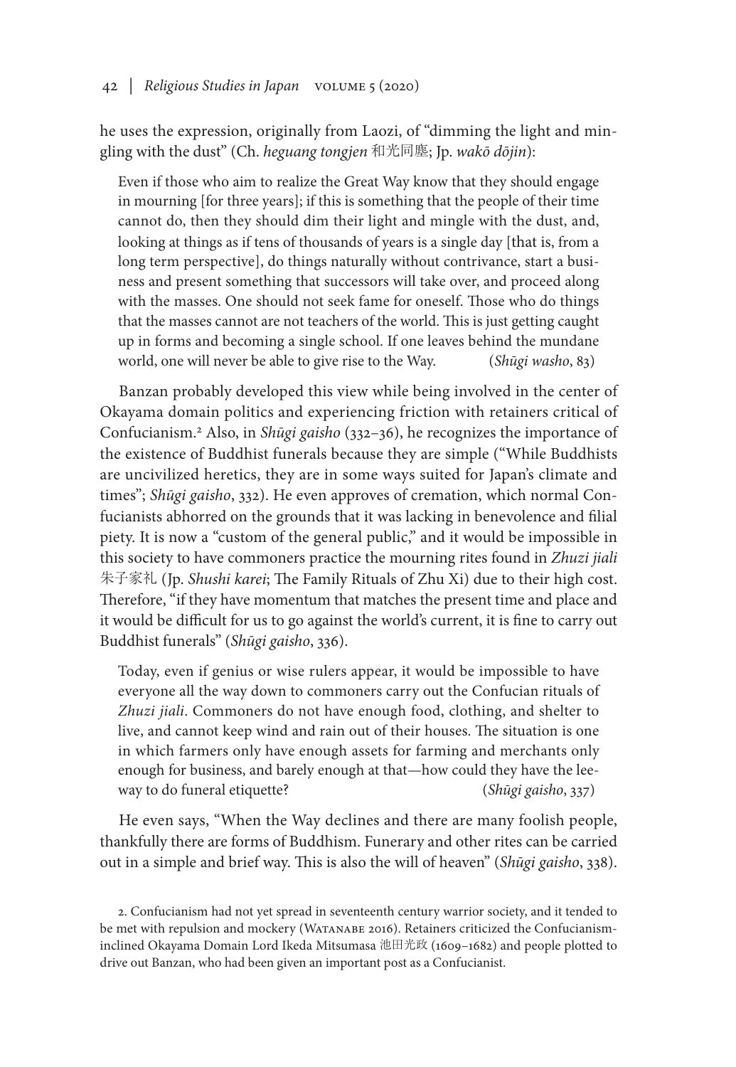he uses the expression, originally from Laozi, of "dimming the light and mingling with the dust" (Ch. *heguang tongjen* 和光同塵; Jp. *wakō dōjin*):

> Even if those who aim to realize the Great Way know that they should engage in mourning [for three years]; if this is something that the people of their time cannot do, then they should dim their light and mingle with the dust, and, looking at things as if tens of thousands of years is a single day [that is, from a long term perspective], do things naturally without contrivance, start a business and present something that successors will take over, and proceed along with the masses. One should not seek fame for oneself. Those who do things that the masses cannot are not teachers of the world. This is just getting caught up in forms and becoming a single school. If one leaves behind the mundane world, one will never be able to give rise to the Way. (*Shūgi washo*, 83)

Banzan probably developed this view while being involved in the center of Okayama domain politics and experiencing friction with retainers critical of Confucianism.[2] Also, in *Shūgi gaisho* (332–36), he recognizes the importance of the existence of Buddhist funerals because they are simple ("While Buddhists are uncivilized heretics, they are in some ways suited for Japan's climate and times"; *Shūgi gaisho*, 332). He even approves of cremation, which normal Confucianists abhorred on the grounds that it was lacking in benevolence and filial piety. It is now a "custom of the general public," and it would be impossible in this society to have commoners practice the mourning rites found in *Zhuzi jiali* 朱子家礼 (Jp. *Shushi karei*; The Family Rituals of Zhu Xi) due to their high cost. Therefore, "if they have momentum that matches the present time and place and it would be difficult for us to go against the world's current, it is fine to carry out Buddhist funerals" (*Shūgi gaisho*, 336).

> Today, even if genius or wise rulers appear, it would be impossible to have everyone all the way down to commoners carry out the Confucian rituals of *Zhuzi jiali*. Commoners do not have enough food, clothing, and shelter to live, and cannot keep wind and rain out of their houses. The situation is one in which farmers only have enough assets for farming and merchants only enough for business, and barely enough at that—how could they have the leeway to do funeral etiquette? (*Shūgi gaisho*, 337)

He even says, "When the Way declines and there are many foolish people, thankfully there are forms of Buddhism. Funerary and other rites can be carried out in a simple and brief way. This is also the will of heaven" (*Shūgi gaisho*, 338).

2. Confucianism had not yet spread in seventeenth century warrior society, and it tended to be met with repulsion and mockery (Watanabe 2016). Retainers criticized the Confucianism-inclined Okayama Domain Lord Ikeda Mitsumasa 池田光政 (1609–1682) and people plotted to drive out Banzan, who had been given an important post as a Confucianist.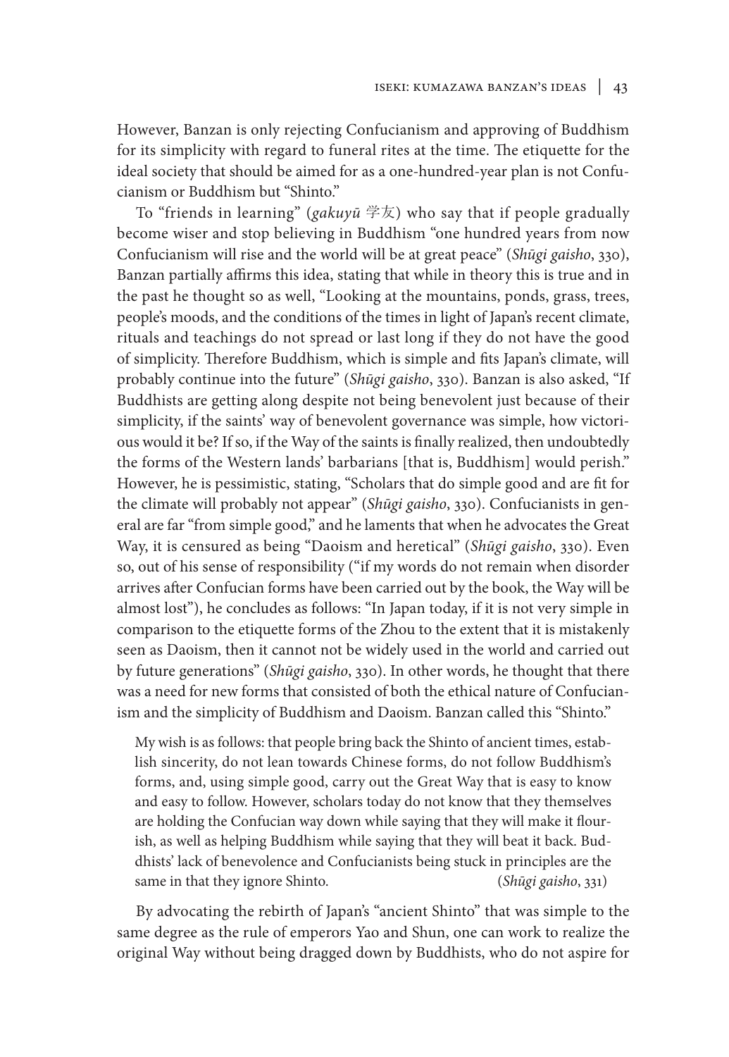However, Banzan is only rejecting Confucianism and approving of Buddhism for its simplicity with regard to funeral rites at the time. The etiquette for the ideal society that should be aimed for as a one-hundred-year plan is not Confucianism or Buddhism but "Shinto."

To "friends in learning" (*gakuyū* 学友) who say that if people gradually become wiser and stop believing in Buddhism "one hundred years from now Confucianism will rise and the world will be at great peace" (*Shūgi gaisho*, 330), Banzan partially affirms this idea, stating that while in theory this is true and in the past he thought so as well, "Looking at the mountains, ponds, grass, trees, people's moods, and the conditions of the times in light of Japan's recent climate, rituals and teachings do not spread or last long if they do not have the good of simplicity. Therefore Buddhism, which is simple and fits Japan's climate, will probably continue into the future" (*Shūgi gaisho*, 330). Banzan is also asked, "If Buddhists are getting along despite not being benevolent just because of their simplicity, if the saints' way of benevolent governance was simple, how victorious would it be? If so, if the Way of the saints is finally realized, then undoubtedly the forms of the Western lands' barbarians [that is, Buddhism] would perish." However, he is pessimistic, stating, "Scholars that do simple good and are fit for the climate will probably not appear" (*Shūgi gaisho*, 330). Confucianists in general are far "from simple good," and he laments that when he advocates the Great Way, it is censured as being "Daoism and heretical" (*Shūgi gaisho*, 330). Even so, out of his sense of responsibility ("if my words do not remain when disorder arrives after Confucian forms have been carried out by the book, the Way will be almost lost"), he concludes as follows: "In Japan today, if it is not very simple in comparison to the etiquette forms of the Zhou to the extent that it is mistakenly seen as Daoism, then it cannot not be widely used in the world and carried out by future generations" (*Shūgi gaisho*, 330). In other words, he thought that there was a need for new forms that consisted of both the ethical nature of Confucianism and the simplicity of Buddhism and Daoism. Banzan called this "Shinto."

> My wish is as follows: that people bring back the Shinto of ancient times, establish sincerity, do not lean towards Chinese forms, do not follow Buddhism's forms, and, using simple good, carry out the Great Way that is easy to know and easy to follow. However, scholars today do not know that they themselves are holding the Confucian way down while saying that they will make it flourish, as well as helping Buddhism while saying that they will beat it back. Buddhists' lack of benevolence and Confucianists being stuck in principles are the same in that they ignore Shinto. (*Shūgi gaisho*, 331)

By advocating the rebirth of Japan's "ancient Shinto" that was simple to the same degree as the rule of emperors Yao and Shun, one can work to realize the original Way without being dragged down by Buddhists, who do not aspire for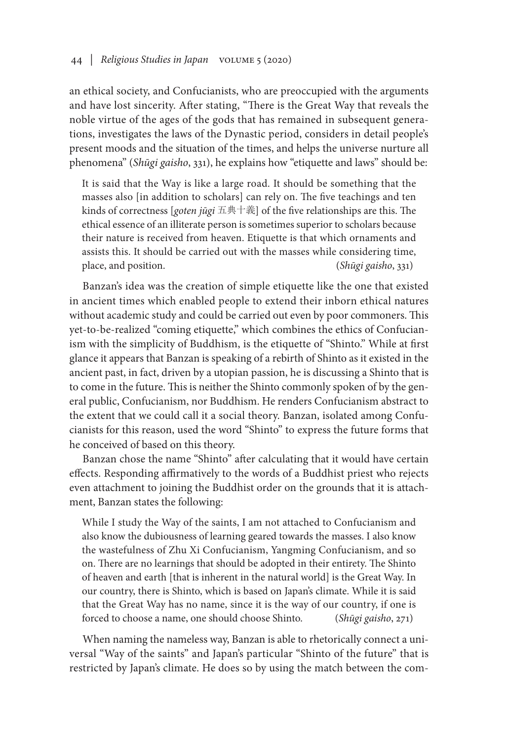an ethical society, and Confucianists, who are preoccupied with the arguments and have lost sincerity. After stating, "There is the Great Way that reveals the noble virtue of the ages of the gods that has remained in subsequent generations, investigates the laws of the Dynastic period, considers in detail people's present moods and the situation of the times, and helps the universe nurture all phenomena" (*Shūgi gaisho*, 331), he explains how "etiquette and laws" should be:

> It is said that the Way is like a large road. It should be something that the masses also [in addition to scholars] can rely on. The five teachings and ten kinds of correctness [*goten jūgi* 五典十義] of the five relationships are this. The ethical essence of an illiterate person is sometimes superior to scholars because their nature is received from heaven. Etiquette is that which ornaments and assists this. It should be carried out with the masses while considering time, place, and position. (*Shūgi gaisho*, 331)

Banzan's idea was the creation of simple etiquette like the one that existed in ancient times which enabled people to extend their inborn ethical natures without academic study and could be carried out even by poor commoners. This yet-to-be-realized "coming etiquette," which combines the ethics of Confucianism with the simplicity of Buddhism, is the etiquette of "Shinto." While at first glance it appears that Banzan is speaking of a rebirth of Shinto as it existed in the ancient past, in fact, driven by a utopian passion, he is discussing a Shinto that is to come in the future. This is neither the Shinto commonly spoken of by the general public, Confucianism, nor Buddhism. He renders Confucianism abstract to the extent that we could call it a social theory. Banzan, isolated among Confucianists for this reason, used the word "Shinto" to express the future forms that he conceived of based on this theory.

Banzan chose the name "Shinto" after calculating that it would have certain effects. Responding affirmatively to the words of a Buddhist priest who rejects even attachment to joining the Buddhist order on the grounds that it is attachment, Banzan states the following:

> While I study the Way of the saints, I am not attached to Confucianism and also know the dubiousness of learning geared towards the masses. I also know the wastefulness of Zhu Xi Confucianism, Yangming Confucianism, and so on. There are no learnings that should be adopted in their entirety. The Shinto of heaven and earth [that is inherent in the natural world] is the Great Way. In our country, there is Shinto, which is based on Japan's climate. While it is said that the Great Way has no name, since it is the way of our country, if one is forced to choose a name, one should choose Shinto. (*Shūgi gaisho*, 271)

When naming the nameless way, Banzan is able to rhetorically connect a universal "Way of the saints" and Japan's particular "Shinto of the future" that is restricted by Japan's climate. He does so by using the match between the com-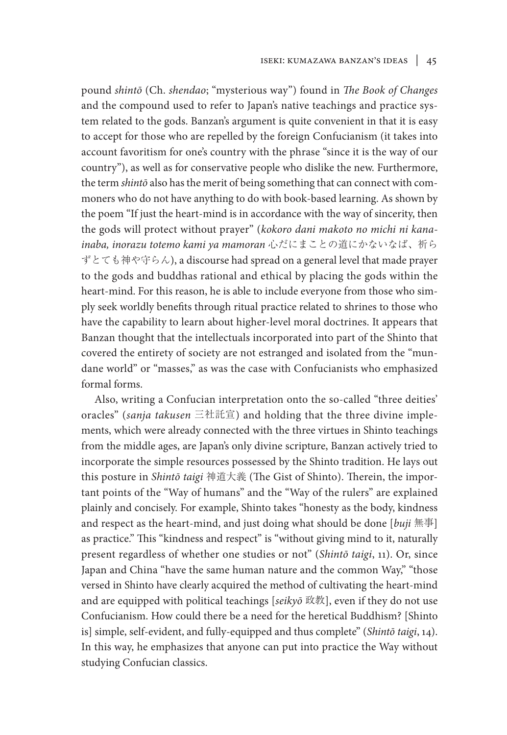pound *shintō* (Ch. *shendao*; "mysterious way") found in *The Book of Changes* and the compound used to refer to Japan's native teachings and practice system related to the gods. Banzan's argument is quite convenient in that it is easy to accept for those who are repelled by the foreign Confucianism (it takes into account favoritism for one's country with the phrase "since it is the way of our country"), as well as for conservative people who dislike the new. Furthermore, the term *shintō* also has the merit of being something that can connect with commoners who do not have anything to do with book-based learning. As shown by the poem "If just the heart-mind is in accordance with the way of sincerity, then the gods will protect without prayer" (*kokoro dani makoto no michi ni kanainaba, inorazu totemo kami ya mamoran* 心だにまことの道にかないなば、祈らずとても神や守らん), a discourse had spread on a general level that made prayer to the gods and buddhas rational and ethical by placing the gods within the heart-mind. For this reason, he is able to include everyone from those who simply seek worldly benefits through ritual practice related to shrines to those who have the capability to learn about higher-level moral doctrines. It appears that Banzan thought that the intellectuals incorporated into part of the Shinto that covered the entirety of society are not estranged and isolated from the "mundane world" or "masses," as was the case with Confucianists who emphasized formal forms.

Also, writing a Confucian interpretation onto the so-called "three deities' oracles" (*sanja takusen* 三社託宣) and holding that the three divine implements, which were already connected with the three virtues in Shinto teachings from the middle ages, are Japan's only divine scripture, Banzan actively tried to incorporate the simple resources possessed by the Shinto tradition. He lays out this posture in *Shintō taigi* 神道大義 (The Gist of Shinto). Therein, the important points of the "Way of humans" and the "Way of the rulers" are explained plainly and concisely. For example, Shinto takes "honesty as the body, kindness and respect as the heart-mind, and just doing what should be done [*buji* 無事] as practice." This "kindness and respect" is "without giving mind to it, naturally present regardless of whether one studies or not" (*Shintō taigi*, 11). Or, since Japan and China "have the same human nature and the common Way," "those versed in Shinto have clearly acquired the method of cultivating the heart-mind and are equipped with political teachings [*seikyō* 政教], even if they do not use Confucianism. How could there be a need for the heretical Buddhism? [Shinto is] simple, self-evident, and fully-equipped and thus complete" (*Shintō taigi*, 14). In this way, he emphasizes that anyone can put into practice the Way without studying Confucian classics.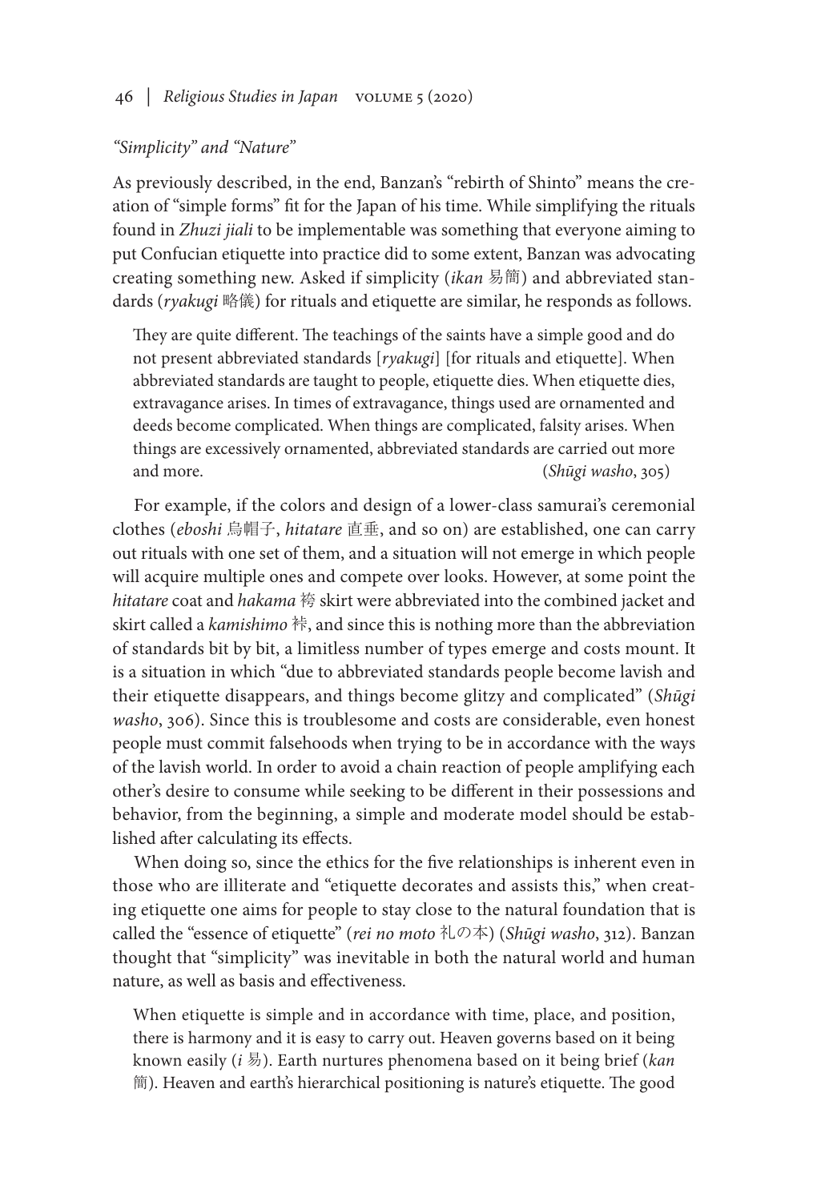*"Simplicity" and "Nature"*

As previously described, in the end, Banzan's "rebirth of Shinto" means the creation of "simple forms" fit for the Japan of his time. While simplifying the rituals found in *Zhuzi jiali* to be implementable was something that everyone aiming to put Confucian etiquette into practice did to some extent, Banzan was advocating creating something new. Asked if simplicity (*ikan* 易簡) and abbreviated standards (*ryakugi* 略儀) for rituals and etiquette are similar, he responds as follows.

> They are quite different. The teachings of the saints have a simple good and do not present abbreviated standards [*ryakugi*] [for rituals and etiquette]. When abbreviated standards are taught to people, etiquette dies. When etiquette dies, extravagance arises. In times of extravagance, things used are ornamented and deeds become complicated. When things are complicated, falsity arises. When things are excessively ornamented, abbreviated standards are carried out more and more. (*Shūgi washo*, 305)

For example, if the colors and design of a lower-class samurai's ceremonial clothes (*eboshi* 烏帽子, *hitatare* 直垂, and so on) are established, one can carry out rituals with one set of them, and a situation will not emerge in which people will acquire multiple ones and compete over looks. However, at some point the *hitatare* coat and *hakama* 袴 skirt were abbreviated into the combined jacket and skirt called a *kamishimo* 裃, and since this is nothing more than the abbreviation of standards bit by bit, a limitless number of types emerge and costs mount. It is a situation in which "due to abbreviated standards people become lavish and their etiquette disappears, and things become glitzy and complicated" (*Shūgi washo*, 306). Since this is troublesome and costs are considerable, even honest people must commit falsehoods when trying to be in accordance with the ways of the lavish world. In order to avoid a chain reaction of people amplifying each other's desire to consume while seeking to be different in their possessions and behavior, from the beginning, a simple and moderate model should be established after calculating its effects.

When doing so, since the ethics for the five relationships is inherent even in those who are illiterate and "etiquette decorates and assists this," when creating etiquette one aims for people to stay close to the natural foundation that is called the "essence of etiquette" (*rei no moto* 礼の本) (*Shūgi washo*, 312). Banzan thought that "simplicity" was inevitable in both the natural world and human nature, as well as basis and effectiveness.

> When etiquette is simple and in accordance with time, place, and position, there is harmony and it is easy to carry out. Heaven governs based on it being known easily (*i* 易). Earth nurtures phenomena based on it being brief (*kan* 簡). Heaven and earth's hierarchical positioning is nature's etiquette. The good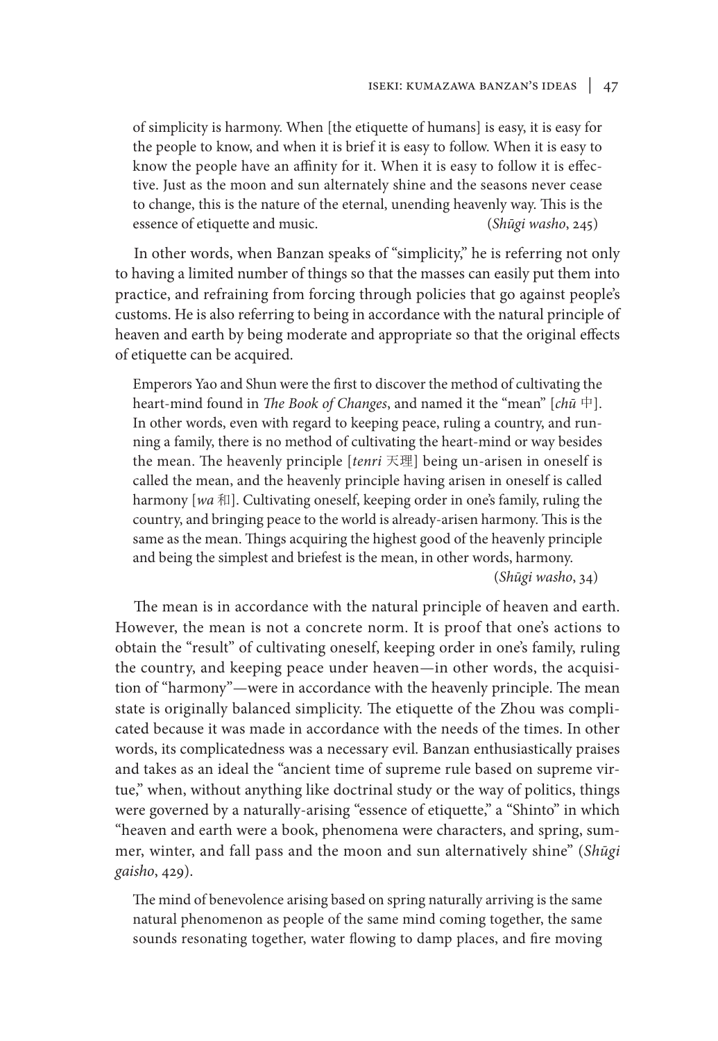> of simplicity is harmony. When [the etiquette of humans] is easy, it is easy for the people to know, and when it is brief it is easy to follow. When it is easy to know the people have an affinity for it. When it is easy to follow it is effective. Just as the moon and sun alternately shine and the seasons never cease to change, this is the nature of the eternal, unending heavenly way. This is the essence of etiquette and music. (*Shūgi washo*, 245)

In other words, when Banzan speaks of "simplicity," he is referring not only to having a limited number of things so that the masses can easily put them into practice, and refraining from forcing through policies that go against people's customs. He is also referring to being in accordance with the natural principle of heaven and earth by being moderate and appropriate so that the original effects of etiquette can be acquired.

> Emperors Yao and Shun were the first to discover the method of cultivating the heart-mind found in *The Book of Changes*, and named it the "mean" [*chū* 中]. In other words, even with regard to keeping peace, ruling a country, and running a family, there is no method of cultivating the heart-mind or way besides the mean. The heavenly principle [*tenri* 天理] being un-arisen in oneself is called the mean, and the heavenly principle having arisen in oneself is called harmony [*wa* 和]. Cultivating oneself, keeping order in one's family, ruling the country, and bringing peace to the world is already-arisen harmony. This is the same as the mean. Things acquiring the highest good of the heavenly principle and being the simplest and briefest is the mean, in other words, harmony. (*Shūgi washo*, 34)

The mean is in accordance with the natural principle of heaven and earth. However, the mean is not a concrete norm. It is proof that one's actions to obtain the "result" of cultivating oneself, keeping order in one's family, ruling the country, and keeping peace under heaven—in other words, the acquisition of "harmony"—were in accordance with the heavenly principle. The mean state is originally balanced simplicity. The etiquette of the Zhou was complicated because it was made in accordance with the needs of the times. In other words, its complicatedness was a necessary evil. Banzan enthusiastically praises and takes as an ideal the "ancient time of supreme rule based on supreme virtue," when, without anything like doctrinal study or the way of politics, things were governed by a naturally-arising "essence of etiquette," a "Shinto" in which "heaven and earth were a book, phenomena were characters, and spring, summer, winter, and fall pass and the moon and sun alternatively shine" (*Shūgi gaisho*, 429).

> The mind of benevolence arising based on spring naturally arriving is the same natural phenomenon as people of the same mind coming together, the same sounds resonating together, water flowing to damp places, and fire moving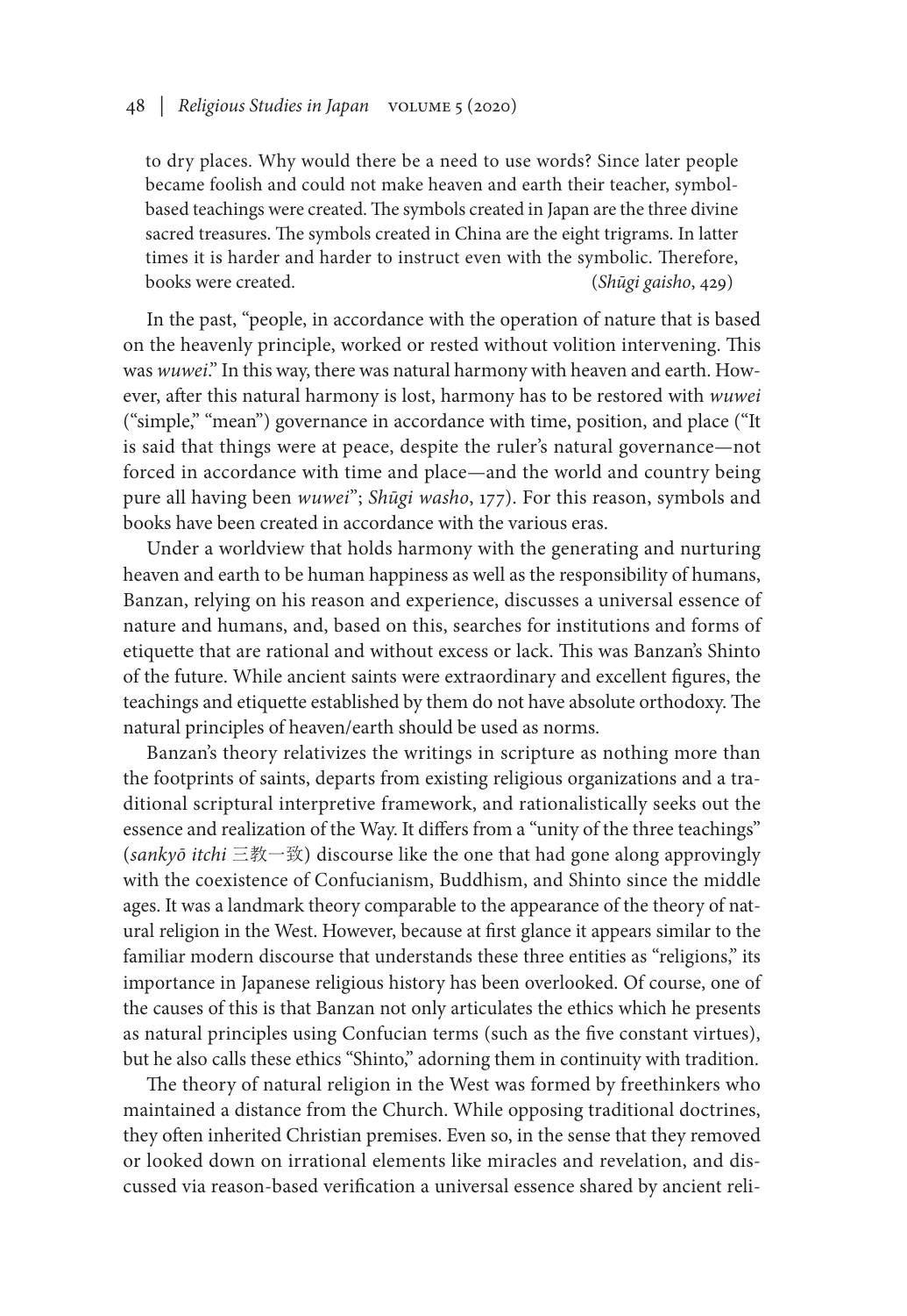to dry places. Why would there be a need to use words? Since later people became foolish and could not make heaven and earth their teacher, symbol-based teachings were created. The symbols created in Japan are the three divine sacred treasures. The symbols created in China are the eight trigrams. In latter times it is harder and harder to instruct even with the symbolic. Therefore, books were created. (*Shūgi gaisho*, 429)

In the past, "people, in accordance with the operation of nature that is based on the heavenly principle, worked or rested without volition intervening. This was *wuwei*." In this way, there was natural harmony with heaven and earth. However, after this natural harmony is lost, harmony has to be restored with *wuwei* ("simple," "mean") governance in accordance with time, position, and place ("It is said that things were at peace, despite the ruler's natural governance—not forced in accordance with time and place—and the world and country being pure all having been *wuwei*"; *Shūgi washo*, 177). For this reason, symbols and books have been created in accordance with the various eras.

Under a worldview that holds harmony with the generating and nurturing heaven and earth to be human happiness as well as the responsibility of humans, Banzan, relying on his reason and experience, discusses a universal essence of nature and humans, and, based on this, searches for institutions and forms of etiquette that are rational and without excess or lack. This was Banzan's Shinto of the future. While ancient saints were extraordinary and excellent figures, the teachings and etiquette established by them do not have absolute orthodoxy. The natural principles of heaven/earth should be used as norms.

Banzan's theory relativizes the writings in scripture as nothing more than the footprints of saints, departs from existing religious organizations and a traditional scriptural interpretive framework, and rationalistically seeks out the essence and realization of the Way. It differs from a "unity of the three teachings" (*sankyō itchi* 三教一致) discourse like the one that had gone along approvingly with the coexistence of Confucianism, Buddhism, and Shinto since the middle ages. It was a landmark theory comparable to the appearance of the theory of natural religion in the West. However, because at first glance it appears similar to the familiar modern discourse that understands these three entities as "religions," its importance in Japanese religious history has been overlooked. Of course, one of the causes of this is that Banzan not only articulates the ethics which he presents as natural principles using Confucian terms (such as the five constant virtues), but he also calls these ethics "Shinto," adorning them in continuity with tradition.

The theory of natural religion in the West was formed by freethinkers who maintained a distance from the Church. While opposing traditional doctrines, they often inherited Christian premises. Even so, in the sense that they removed or looked down on irrational elements like miracles and revelation, and discussed via reason-based verification a universal essence shared by ancient reli-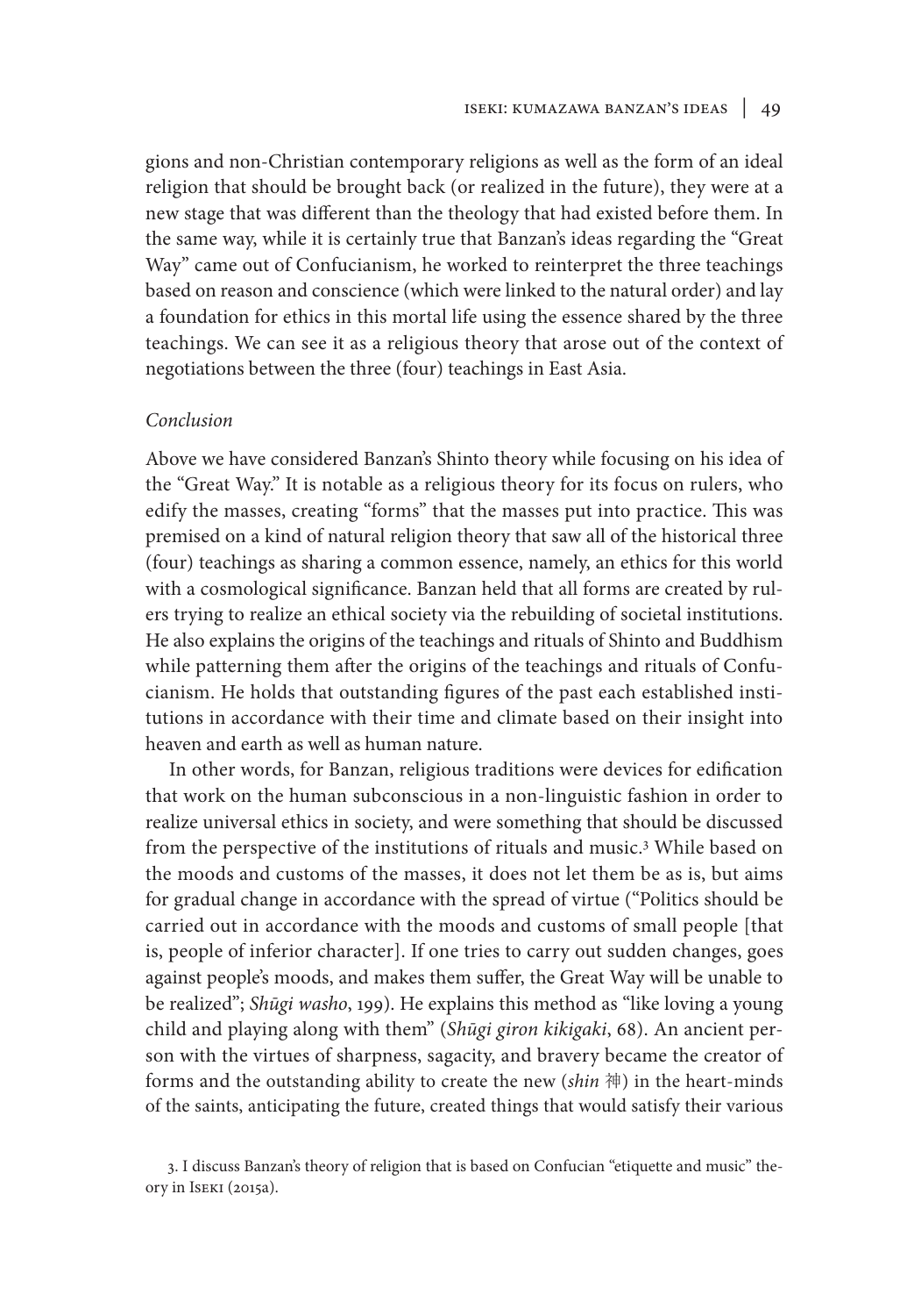gions and non-Christian contemporary religions as well as the form of an ideal religion that should be brought back (or realized in the future), they were at a new stage that was different than the theology that had existed before them. In the same way, while it is certainly true that Banzan's ideas regarding the "Great Way" came out of Confucianism, he worked to reinterpret the three teachings based on reason and conscience (which were linked to the natural order) and lay a foundation for ethics in this mortal life using the essence shared by the three teachings. We can see it as a religious theory that arose out of the context of negotiations between the three (four) teachings in East Asia.

### *Conclusion*

Above we have considered Banzan's Shinto theory while focusing on his idea of the "Great Way." It is notable as a religious theory for its focus on rulers, who edify the masses, creating "forms" that the masses put into practice. This was premised on a kind of natural religion theory that saw all of the historical three (four) teachings as sharing a common essence, namely, an ethics for this world with a cosmological significance. Banzan held that all forms are created by rulers trying to realize an ethical society via the rebuilding of societal institutions. He also explains the origins of the teachings and rituals of Shinto and Buddhism while patterning them after the origins of the teachings and rituals of Confucianism. He holds that outstanding figures of the past each established institutions in accordance with their time and climate based on their insight into heaven and earth as well as human nature.

In other words, for Banzan, religious traditions were devices for edification that work on the human subconscious in a non-linguistic fashion in order to realize universal ethics in society, and were something that should be discussed from the perspective of the institutions of rituals and music.[3] While based on the moods and customs of the masses, it does not let them be as is, but aims for gradual change in accordance with the spread of virtue ("Politics should be carried out in accordance with the moods and customs of small people [that is, people of inferior character]. If one tries to carry out sudden changes, goes against people's moods, and makes them suffer, the Great Way will be unable to be realized"; *Shūgi washo*, 199). He explains this method as "like loving a young child and playing along with them" (*Shūgi giron kikigaki*, 68). An ancient person with the virtues of sharpness, sagacity, and bravery became the creator of forms and the outstanding ability to create the new (*shin* 神) in the heart-minds of the saints, anticipating the future, created things that would satisfy their various

3. I discuss Banzan's theory of religion that is based on Confucian "etiquette and music" theory in Iseki (2015a).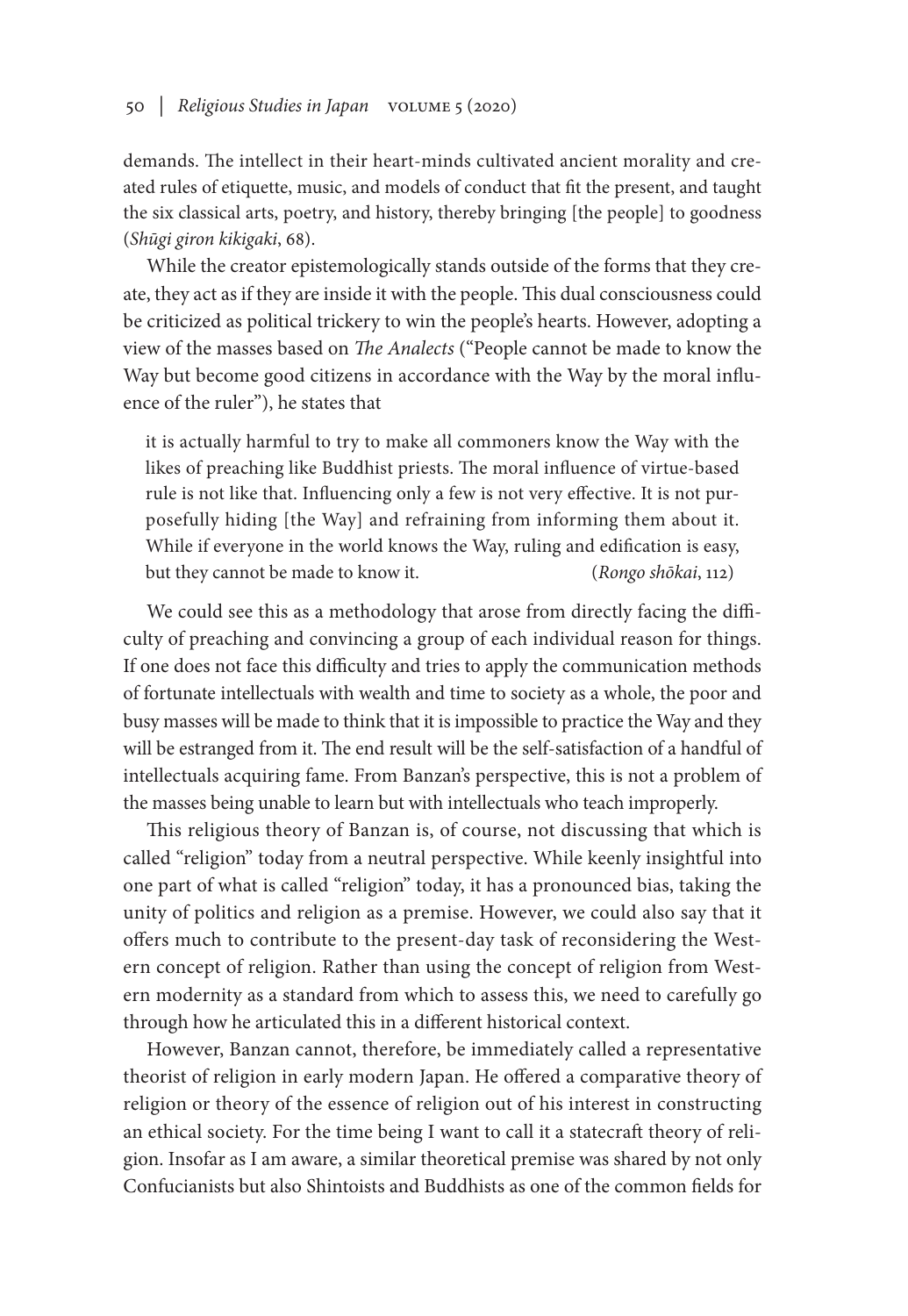demands. The intellect in their heart-minds cultivated ancient morality and created rules of etiquette, music, and models of conduct that fit the present, and taught the six classical arts, poetry, and history, thereby bringing [the people] to goodness (*Shūgi giron kikigaki*, 68).

While the creator epistemologically stands outside of the forms that they create, they act as if they are inside it with the people. This dual consciousness could be criticized as political trickery to win the people's hearts. However, adopting a view of the masses based on *The Analects* ("People cannot be made to know the Way but become good citizens in accordance with the Way by the moral influence of the ruler"), he states that

> it is actually harmful to try to make all commoners know the Way with the likes of preaching like Buddhist priests. The moral influence of virtue-based rule is not like that. Influencing only a few is not very effective. It is not purposefully hiding [the Way] and refraining from informing them about it. While if everyone in the world knows the Way, ruling and edification is easy, but they cannot be made to know it. (*Rongo shōkai*, 112)

We could see this as a methodology that arose from directly facing the difficulty of preaching and convincing a group of each individual reason for things. If one does not face this difficulty and tries to apply the communication methods of fortunate intellectuals with wealth and time to society as a whole, the poor and busy masses will be made to think that it is impossible to practice the Way and they will be estranged from it. The end result will be the self-satisfaction of a handful of intellectuals acquiring fame. From Banzan's perspective, this is not a problem of the masses being unable to learn but with intellectuals who teach improperly.

This religious theory of Banzan is, of course, not discussing that which is called "religion" today from a neutral perspective. While keenly insightful into one part of what is called "religion" today, it has a pronounced bias, taking the unity of politics and religion as a premise. However, we could also say that it offers much to contribute to the present-day task of reconsidering the Western concept of religion. Rather than using the concept of religion from Western modernity as a standard from which to assess this, we need to carefully go through how he articulated this in a different historical context.

However, Banzan cannot, therefore, be immediately called a representative theorist of religion in early modern Japan. He offered a comparative theory of religion or theory of the essence of religion out of his interest in constructing an ethical society. For the time being I want to call it a statecraft theory of religion. Insofar as I am aware, a similar theoretical premise was shared by not only Confucianists but also Shintoists and Buddhists as one of the common fields for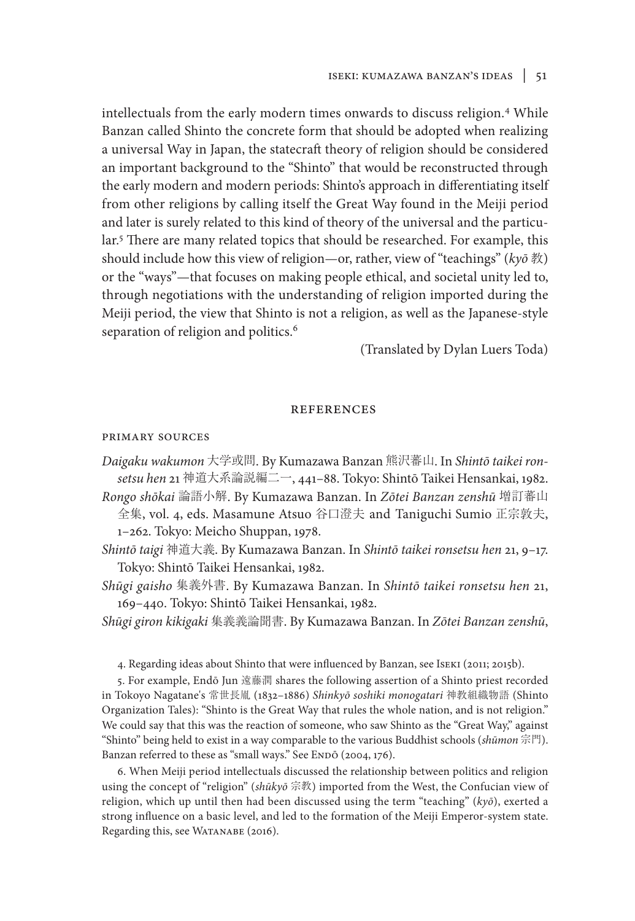intellectuals from the early modern times onwards to discuss religion.[4] While Banzan called Shinto the concrete form that should be adopted when realizing a universal Way in Japan, the statecraft theory of religion should be considered an important background to the "Shinto" that would be reconstructed through the early modern and modern periods: Shinto's approach in differentiating itself from other religions by calling itself the Great Way found in the Meiji period and later is surely related to this kind of theory of the universal and the particular.[5] There are many related topics that should be researched. For example, this should include how this view of religion—or, rather, view of "teachings" (*kyō* 教) or the "ways"—that focuses on making people ethical, and societal unity led to, through negotiations with the understanding of religion imported during the Meiji period, the view that Shinto is not a religion, as well as the Japanese-style separation of religion and politics.[6]

(Translated by Dylan Luers Toda)

## References

### Primary Sources

*Daigaku wakumon* 大学或問. By Kumazawa Banzan 熊沢蕃山. In *Shintō taikei ronsetsu hen* 21 神道大系論説編二一, 441–88. Tokyo: Shintō Taikei Hensankai, 1982.

*Rongo shōkai* 論語小解. By Kumazawa Banzan. In *Zōtei Banzan zenshū* 増訂蕃山全集, vol. 4, eds. Masamune Atsuo 谷口澄夫 and Taniguchi Sumio 正宗敦夫, 1–262. Tokyo: Meicho Shuppan, 1978.

*Shintō taigi* 神道大義. By Kumazawa Banzan. In *Shintō taikei ronsetsu hen* 21, 9–17. Tokyo: Shintō Taikei Hensankai, 1982.

*Shūgi gaisho* 集義外書. By Kumazawa Banzan. In *Shintō taikei ronsetsu hen* 21, 169–440. Tokyo: Shintō Taikei Hensankai, 1982.

*Shūgi giron kikigaki* 集義義論聞書. By Kumazawa Banzan. In *Zōtei Banzan zenshū*,

4. Regarding ideas about Shinto that were influenced by Banzan, see Iseki (2011; 2015b).

5. For example, Endō Jun 遠藤潤 shares the following assertion of a Shinto priest recorded in Tokoyo Nagatane's 常世長胤 (1832–1886) *Shinkyō soshiki monogatari* 神教組織物語 (Shinto Organization Tales): "Shinto is the Great Way that rules the whole nation, and is not religion." We could say that this was the reaction of someone, who saw Shinto as the "Great Way," against "Shinto" being held to exist in a way comparable to the various Buddhist schools (*shūmon* 宗門). Banzan referred to these as "small ways." See Endō (2004, 176).

6. When Meiji period intellectuals discussed the relationship between politics and religion using the concept of "religion" (*shūkyō* 宗教) imported from the West, the Confucian view of religion, which up until then had been discussed using the term "teaching" (*kyō*), exerted a strong influence on a basic level, and led to the formation of the Meiji Emperor-system state. Regarding this, see Watanabe (2016).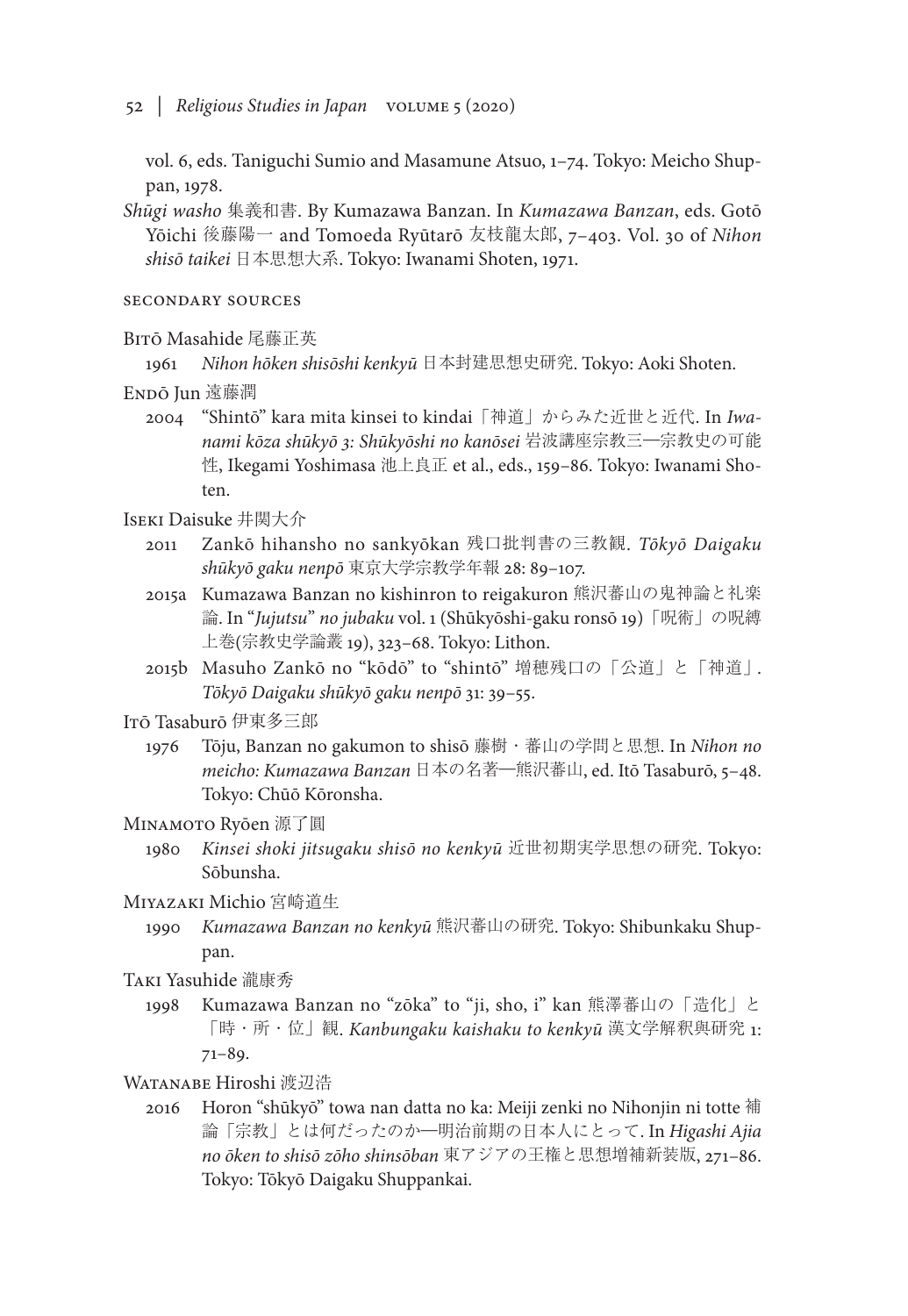vol. 6, eds. Taniguchi Sumio and Masamune Atsuo, 1–74. Tokyo: Meicho Shuppan, 1978.

*Shūgi washo* 集義和書. By Kumazawa Banzan. In *Kumazawa Banzan*, eds. Gotō Yōichi 後藤陽一 and Tomoeda Ryūtarō 友枝龍太郎, 7–403. Vol. 30 of *Nihon shisō taikei* 日本思想大系. Tokyo: Iwanami Shoten, 1971.

## SECONDARY SOURCES

Bitō Masahide 尾藤正英

1961 *Nihon hōken shisōshi kenkyū* 日本封建思想史研究. Tokyo: Aoki Shoten.

Endō Jun 遠藤潤

2004 "Shintō" kara mita kinsei to kindai「神道」からみた近世と近代. In *Iwanami kōza shūkyō 3: Shūkyōshi no kanōsei* 岩波講座宗教三—宗教史の可能性, Ikegami Yoshimasa 池上良正 et al., eds., 159–86. Tokyo: Iwanami Shoten.

Iseki Daisuke 井関大介

2011 Zankō hihansho no sankyōkan 残口批判書の三教観. *Tōkyō Daigaku shūkyō gaku nenpō* 東京大学宗教学年報 28: 89–107.

2015a Kumazawa Banzan no kishinron to reigakuron 熊沢蕃山の鬼神論と礼楽論. In "*Jujutsu*" *no jubaku* vol. 1 (Shūkyōshi-gaku ronsō 19)「呪術」の呪縛上巻(宗教史学論叢 19), 323–68. Tokyo: Lithon.

2015b Masuho Zankō no "kōdō" to "shintō" 増穂残口の「公道」と「神道」. *Tōkyō Daigaku shūkyō gaku nenpō* 31: 39–55.

Itō Tasaburō 伊東多三郎

1976 Tōju, Banzan no gakumon to shisō 藤樹・蕃山の学問と思想. In *Nihon no meicho: Kumazawa Banzan* 日本の名著—熊沢蕃山, ed. Itō Tasaburō, 5–48. Tokyo: Chūō Kōronsha.

Minamoto Ryōen 源了圓

1980 *Kinsei shoki jitsugaku shisō no kenkyū* 近世初期実学思想の研究. Tokyo: Sōbunsha.

Miyazaki Michio 宮崎道生

1990 *Kumazawa Banzan no kenkyū* 熊沢蕃山の研究. Tokyo: Shibunkaku Shuppan.

Taki Yasuhide 瀧康秀

1998 Kumazawa Banzan no "zōka" to "ji, sho, i" kan 熊澤蕃山の「造化」と「時・所・位」観. *Kanbungaku kaishaku to kenkyū* 漢文学解釈與研究 1: 71–89.

Watanabe Hiroshi 渡辺浩

2016 Horon "shūkyō" towa nan datta no ka: Meiji zenki no Nihonjin ni totte 補論「宗教」とは何だったのか—明治前期の日本人にとって. In *Higashi Ajia no ōken to shisō zōho shinsōban* 東アジアの王権と思想増補新装版, 271–86. Tokyo: Tōkyō Daigaku Shuppankai.